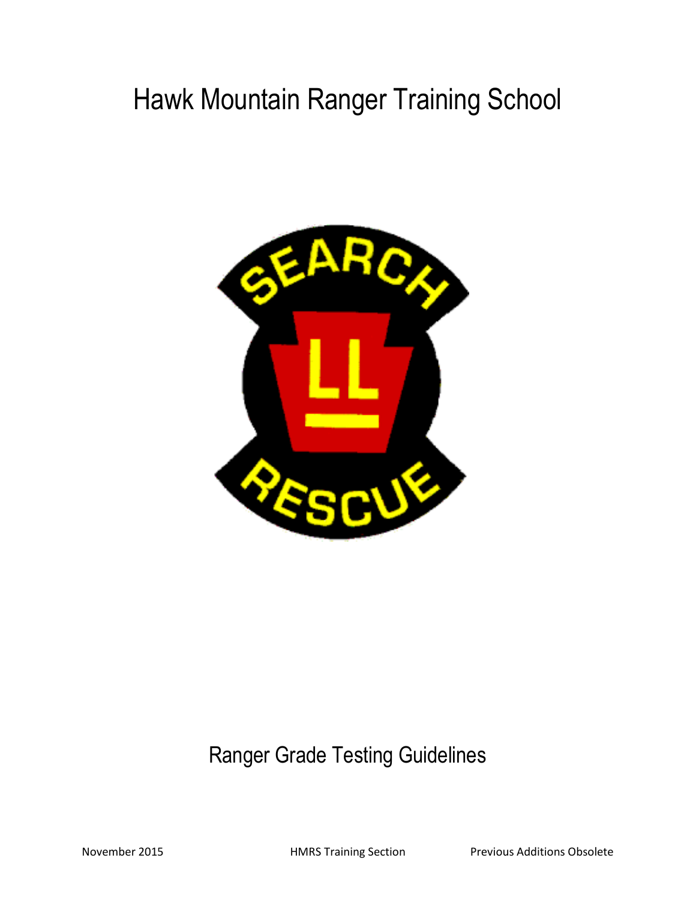# Hawk Mountain Ranger Training School

## Ranger Grade Testing Guidelines

November 2015 HMRS Training Section Previous Additions Obsolete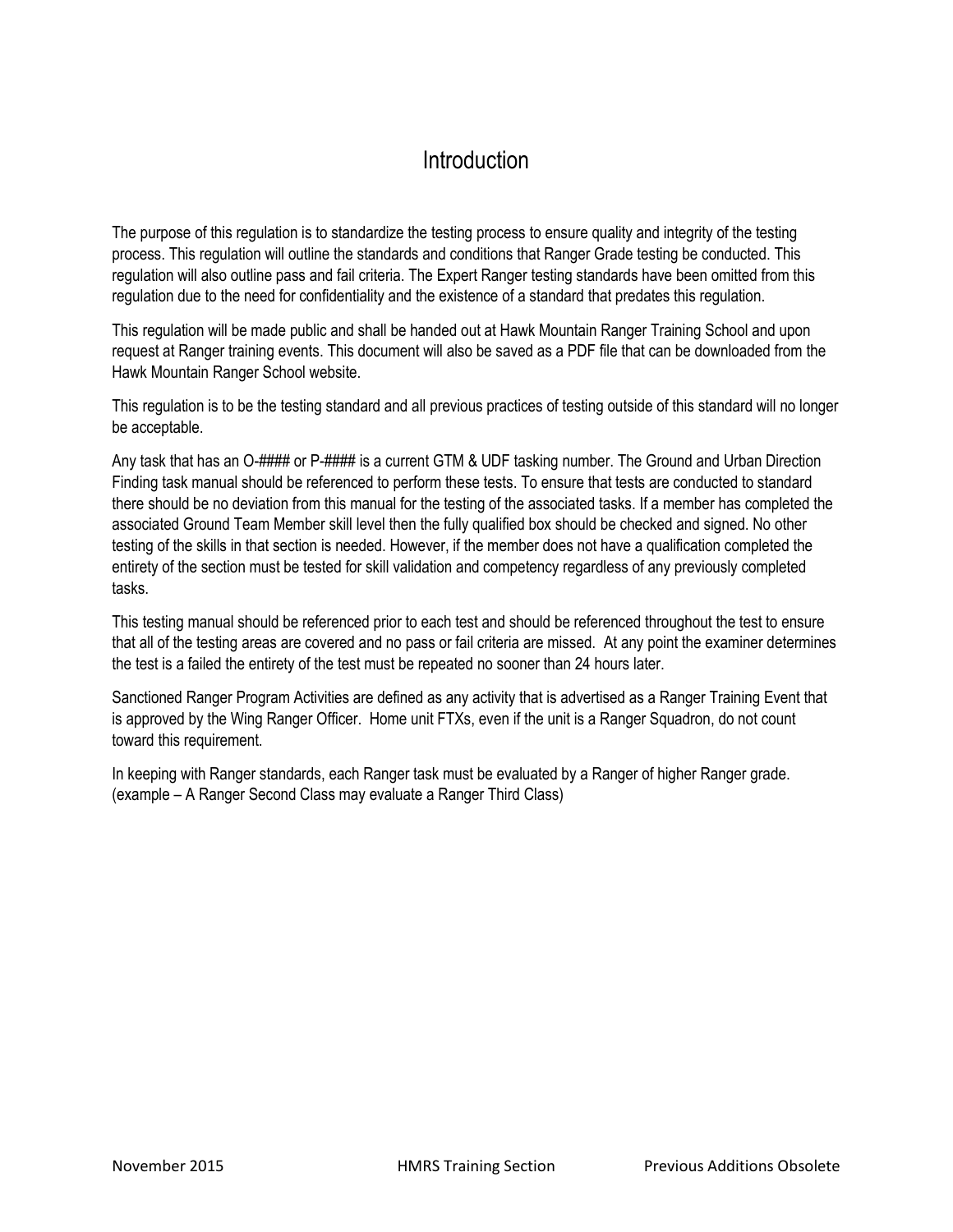# Introduction

The purpose of this regulation is to standardize the testing process to ensure quality and integrity of the testing process. This regulation will outline the standards and conditions that Ranger Grade testing be conducted. This regulation will also outline pass and fail criteria. The Expert Ranger testing standards have been omitted from this regulation due to the need for confidentiality and the existence of a standard that predates this regulation.

This regulation will be made public and shall be handed out at Hawk Mountain Ranger Training School and upon request at Ranger training events. This document will also be saved as a PDF file that can be downloaded from the Hawk Mountain Ranger School website.

This regulation is to be the testing standard and all previous practices of testing outside of this standard will no longer be acceptable.

Any task that has an O-#### or P-#### is a current GTM & UDF tasking number. The Ground and Urban Direction Finding task manual should be referenced to perform these tests. To ensure that tests are conducted to standard there should be no deviation from this manual for the testing of the associated tasks. If a member has completed the associated Ground Team Member skill level then the fully qualified box should be checked and signed. No other testing of the skills in that section is needed. However, if the member does not have a qualification completed the entirety of the section must be tested for skill validation and competency regardless of any previously completed tasks.

This testing manual should be referenced prior to each test and should be referenced throughout the test to ensure that all of the testing areas are covered and no pass or fail criteria are missed. At any point the examiner determines the test is a failed the entirety of the test must be repeated no sooner than 24 hours later.

Sanctioned Ranger Program Activities are defined as any activity that is advertised as a Ranger Training Event that is approved by the Wing Ranger Officer. Home unit FTXs, even if the unit is a Ranger Squadron, do not count toward this requirement.

In keeping with Ranger standards, each Ranger task must be evaluated by a Ranger of higher Ranger grade. (example – A Ranger Second Class may evaluate a Ranger Third Class)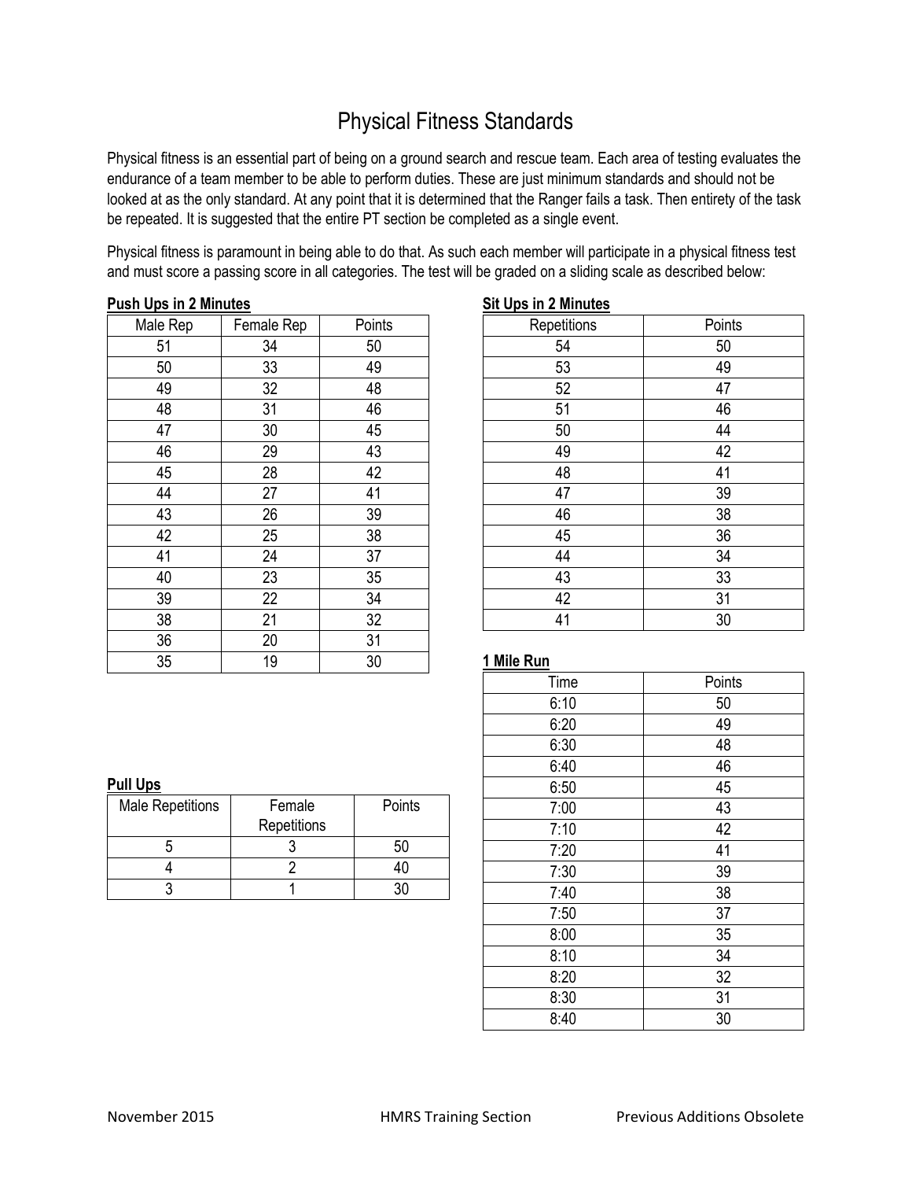# Physical Fitness Standards

Physical fitness is an essential part of being on a ground search and rescue team. Each area of testing evaluates the endurance of a team member to be able to perform duties. These are just minimum standards and should not be looked at as the only standard. At any point that it is determined that the Ranger fails a task. Then entirety of the task be repeated. It is suggested that the entire PT section be completed as a single event.

Physical fitness is paramount in being able to do that. As such each member will participate in a physical fitness test and must score a passing score in all categories. The test will be graded on a sliding scale as described below:

**Push Ups in 2 Minutes**

| Male Rep | Female Rep | Points |
|---|---|---|
| 51 | 34 | 50 |
| 50 | 33 | 49 |
| 49 | 32 | 48 |
| 48 | 31 | 46 |
| 47 | 30 | 45 |
| 46 | 29 | 43 |
| 45 | 28 | 42 |
| 44 | 27 | 41 |
| 43 | 26 | 39 |
| 42 | 25 | 38 |
| 41 | 24 | 37 |
| 40 | 23 | 35 |
| 39 | 22 | 34 |
| 38 | 21 | 32 |
| 36 | 20 | 31 |
| 35 | 19 | 30 |

**Pull Ups**

| Male Repetitions | Female Repetitions | Points |
|---|---|---|
| 5 | 3 | 50 |
| 4 | 2 | 40 |
| 3 | 1 | 30 |

**Sit Ups in 2 Minutes**

| Repetitions | Points |
|---|---|
| 54 | 50 |
| 53 | 49 |
| 52 | 47 |
| 51 | 46 |
| 50 | 44 |
| 49 | 42 |
| 48 | 41 |
| 47 | 39 |
| 46 | 38 |
| 45 | 36 |
| 44 | 34 |
| 43 | 33 |
| 42 | 31 |
| 41 | 30 |

**1 Mile Run**

| Time | Points |
|---|---|
| 6:10 | 50 |
| 6:20 | 49 |
| 6:30 | 48 |
| 6:40 | 46 |
| 6:50 | 45 |
| 7:00 | 43 |
| 7:10 | 42 |
| 7:20 | 41 |
| 7:30 | 39 |
| 7:40 | 38 |
| 7:50 | 37 |
| 8:00 | 35 |
| 8:10 | 34 |
| 8:20 | 32 |
| 8:30 | 31 |
| 8:40 | 30 |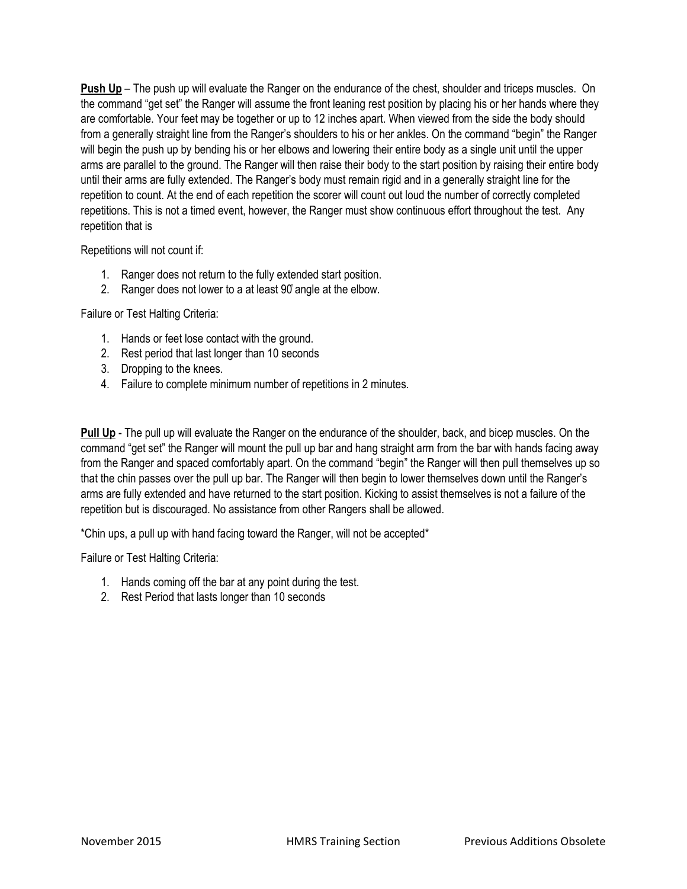**Push Up** – The push up will evaluate the Ranger on the endurance of the chest, shoulder and triceps muscles. On the command "get set" the Ranger will assume the front leaning rest position by placing his or her hands where they are comfortable. Your feet may be together or up to 12 inches apart. When viewed from the side the body should from a generally straight line from the Ranger's shoulders to his or her ankles. On the command "begin" the Ranger will begin the push up by bending his or her elbows and lowering their entire body as a single unit until the upper arms are parallel to the ground. The Ranger will then raise their body to the start position by raising their entire body until their arms are fully extended. The Ranger's body must remain rigid and in a generally straight line for the repetition to count. At the end of each repetition the scorer will count out loud the number of correctly completed repetitions. This is not a timed event, however, the Ranger must show continuous effort throughout the test. Any repetition that is

Repetitions will not count if:

1. Ranger does not return to the fully extended start position.
2. Ranger does not lower to a at least 90° angle at the elbow.

Failure or Test Halting Criteria:

1. Hands or feet lose contact with the ground.
2. Rest period that last longer than 10 seconds
3. Dropping to the knees.
4. Failure to complete minimum number of repetitions in 2 minutes.

**Pull Up** - The pull up will evaluate the Ranger on the endurance of the shoulder, back, and bicep muscles. On the command "get set" the Ranger will mount the pull up bar and hang straight arm from the bar with hands facing away from the Ranger and spaced comfortably apart. On the command "begin" the Ranger will then pull themselves up so that the chin passes over the pull up bar. The Ranger will then begin to lower themselves down until the Ranger's arms are fully extended and have returned to the start position. Kicking to assist themselves is not a failure of the repetition but is discouraged. No assistance from other Rangers shall be allowed.

*Chin ups, a pull up with hand facing toward the Ranger, will not be accepted*

Failure or Test Halting Criteria:

1. Hands coming off the bar at any point during the test.
2. Rest Period that lasts longer than 10 seconds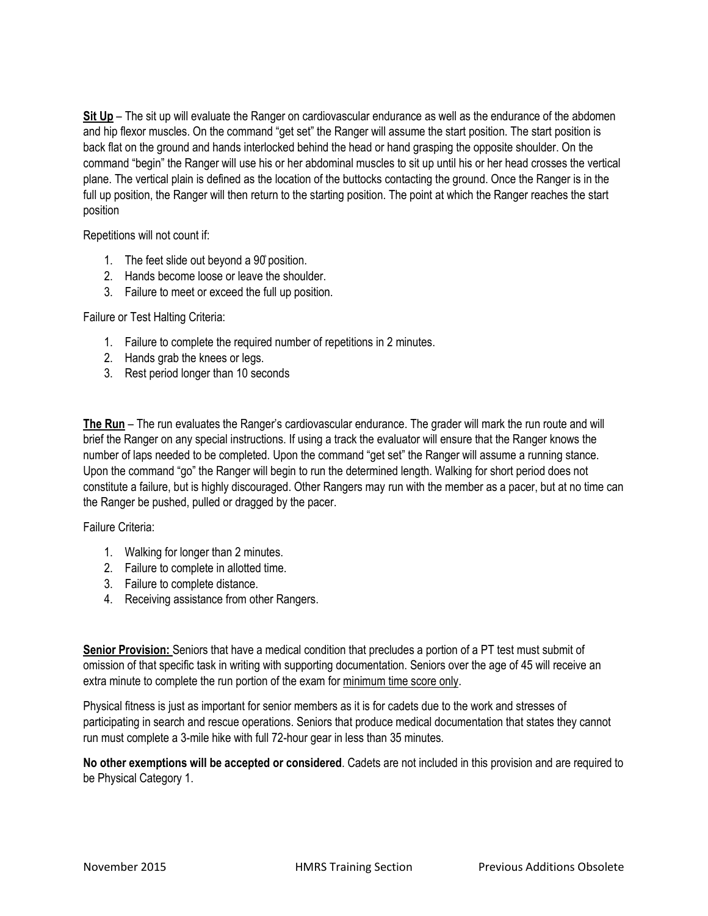**<u>Sit Up</u>** – The sit up will evaluate the Ranger on cardiovascular endurance as well as the endurance of the abdomen and hip flexor muscles. On the command "get set" the Ranger will assume the start position. The start position is back flat on the ground and hands interlocked behind the head or hand grasping the opposite shoulder. On the command "begin" the Ranger will use his or her abdominal muscles to sit up until his or her head crosses the vertical plane. The vertical plain is defined as the location of the buttocks contacting the ground. Once the Ranger is in the full up position, the Ranger will then return to the starting position. The point at which the Ranger reaches the start position

Repetitions will not count if:

1. The feet slide out beyond a 90° position.
2. Hands become loose or leave the shoulder.
3. Failure to meet or exceed the full up position.

Failure or Test Halting Criteria:

1. Failure to complete the required number of repetitions in 2 minutes.
2. Hands grab the knees or legs.
3. Rest period longer than 10 seconds

**<u>The Run</u>** – The run evaluates the Ranger's cardiovascular endurance. The grader will mark the run route and will brief the Ranger on any special instructions. If using a track the evaluator will ensure that the Ranger knows the number of laps needed to be completed. Upon the command "get set" the Ranger will assume a running stance. Upon the command "go" the Ranger will begin to run the determined length. Walking for short period does not constitute a failure, but is highly discouraged. Other Rangers may run with the member as a pacer, but at no time can the Ranger be pushed, pulled or dragged by the pacer.

Failure Criteria:

1. Walking for longer than 2 minutes.
2. Failure to complete in allotted time.
3. Failure to complete distance.
4. Receiving assistance from other Rangers.

**<u>Senior Provision:</u>** Seniors that have a medical condition that precludes a portion of a PT test must submit of omission of that specific task in writing with supporting documentation. Seniors over the age of 45 will receive an extra minute to complete the run portion of the exam for <u>minimum time score only</u>.

Physical fitness is just as important for senior members as it is for cadets due to the work and stresses of participating in search and rescue operations. Seniors that produce medical documentation that states they cannot run must complete a 3-mile hike with full 72-hour gear in less than 35 minutes.

**No other exemptions will be accepted or considered**. Cadets are not included in this provision and are required to be Physical Category 1.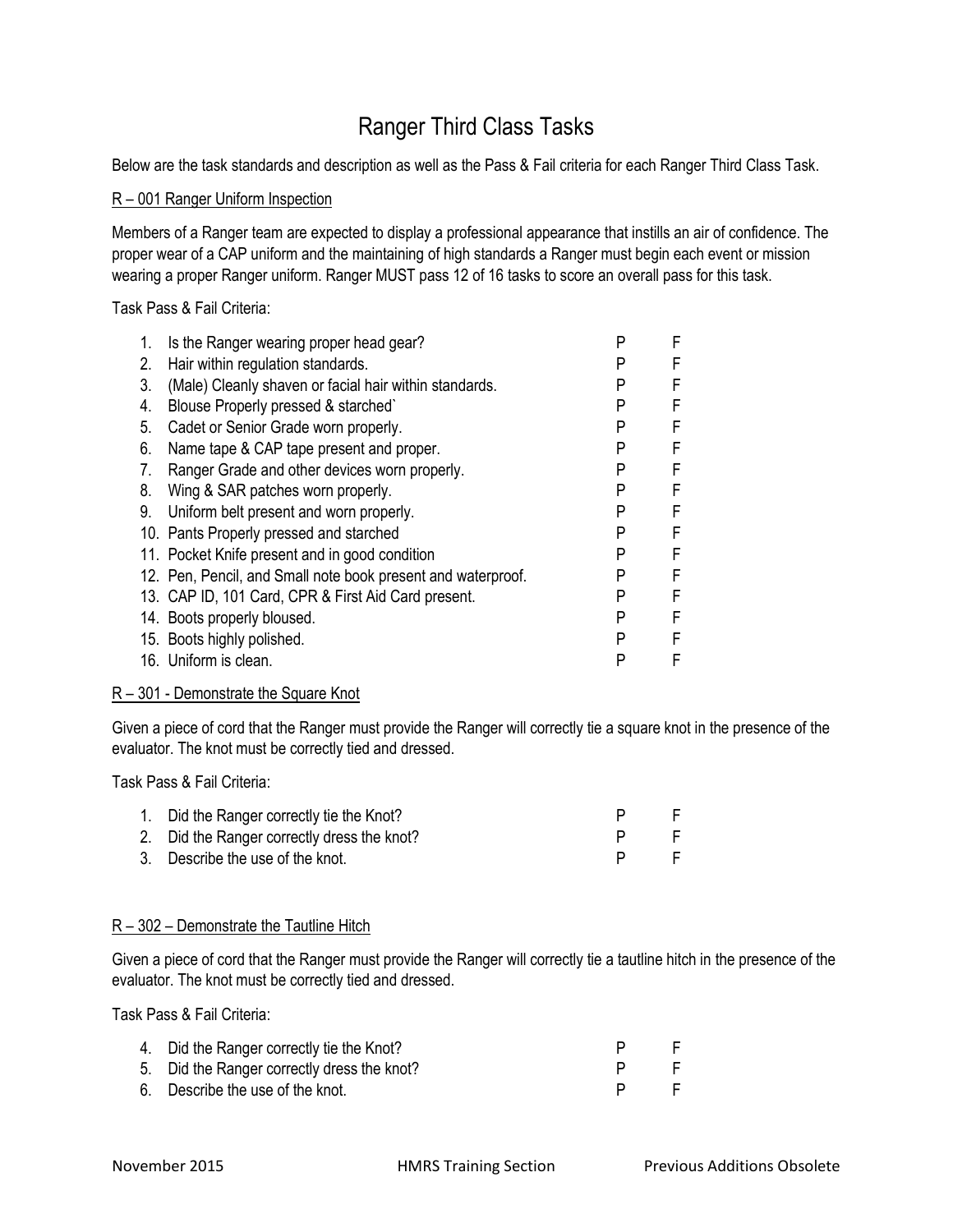# Ranger Third Class Tasks

Below are the task standards and description as well as the Pass & Fail criteria for each Ranger Third Class Task.

R – 001 Ranger Uniform Inspection

Members of a Ranger team are expected to display a professional appearance that instills an air of confidence. The proper wear of a CAP uniform and the maintaining of high standards a Ranger must begin each event or mission wearing a proper Ranger uniform. Ranger MUST pass 12 of 16 tasks to score an overall pass for this task.

Task Pass & Fail Criteria:

| | | | |
|---|---|---|---|
| 1. | Is the Ranger wearing proper head gear? | P | F |
| 2. | Hair within regulation standards. | P | F |
| 3. | (Male) Cleanly shaven or facial hair within standards. | P | F |
| 4. | Blouse Properly pressed & starched` | P | F |
| 5. | Cadet or Senior Grade worn properly. | P | F |
| 6. | Name tape & CAP tape present and proper. | P | F |
| 7. | Ranger Grade and other devices worn properly. | P | F |
| 8. | Wing & SAR patches worn properly. | P | F |
| 9. | Uniform belt present and worn properly. | P | F |
| 10. | Pants Properly pressed and starched | P | F |
| 11. | Pocket Knife present and in good condition | P | F |
| 12. | Pen, Pencil, and Small note book present and waterproof. | P | F |
| 13. | CAP ID, 101 Card, CPR & First Aid Card present. | P | F |
| 14. | Boots properly bloused. | P | F |
| 15. | Boots highly polished. | P | F |
| 16. | Uniform is clean. | P | F |

R – 301 - Demonstrate the Square Knot

Given a piece of cord that the Ranger must provide the Ranger will correctly tie a square knot in the presence of the evaluator. The knot must be correctly tied and dressed.

Task Pass & Fail Criteria:

| | | | |
|---|---|---|---|
| 1. | Did the Ranger correctly tie the Knot? | P | F |
| 2. | Did the Ranger correctly dress the knot? | P | F |
| 3. | Describe the use of the knot. | P | F |

R – 302 – Demonstrate the Tautline Hitch

Given a piece of cord that the Ranger must provide the Ranger will correctly tie a tautline hitch in the presence of the evaluator. The knot must be correctly tied and dressed.

Task Pass & Fail Criteria:

| | | | |
|---|---|---|---|
| 4. | Did the Ranger correctly tie the Knot? | P | F |
| 5. | Did the Ranger correctly dress the knot? | P | F |
| 6. | Describe the use of the knot. | P | F |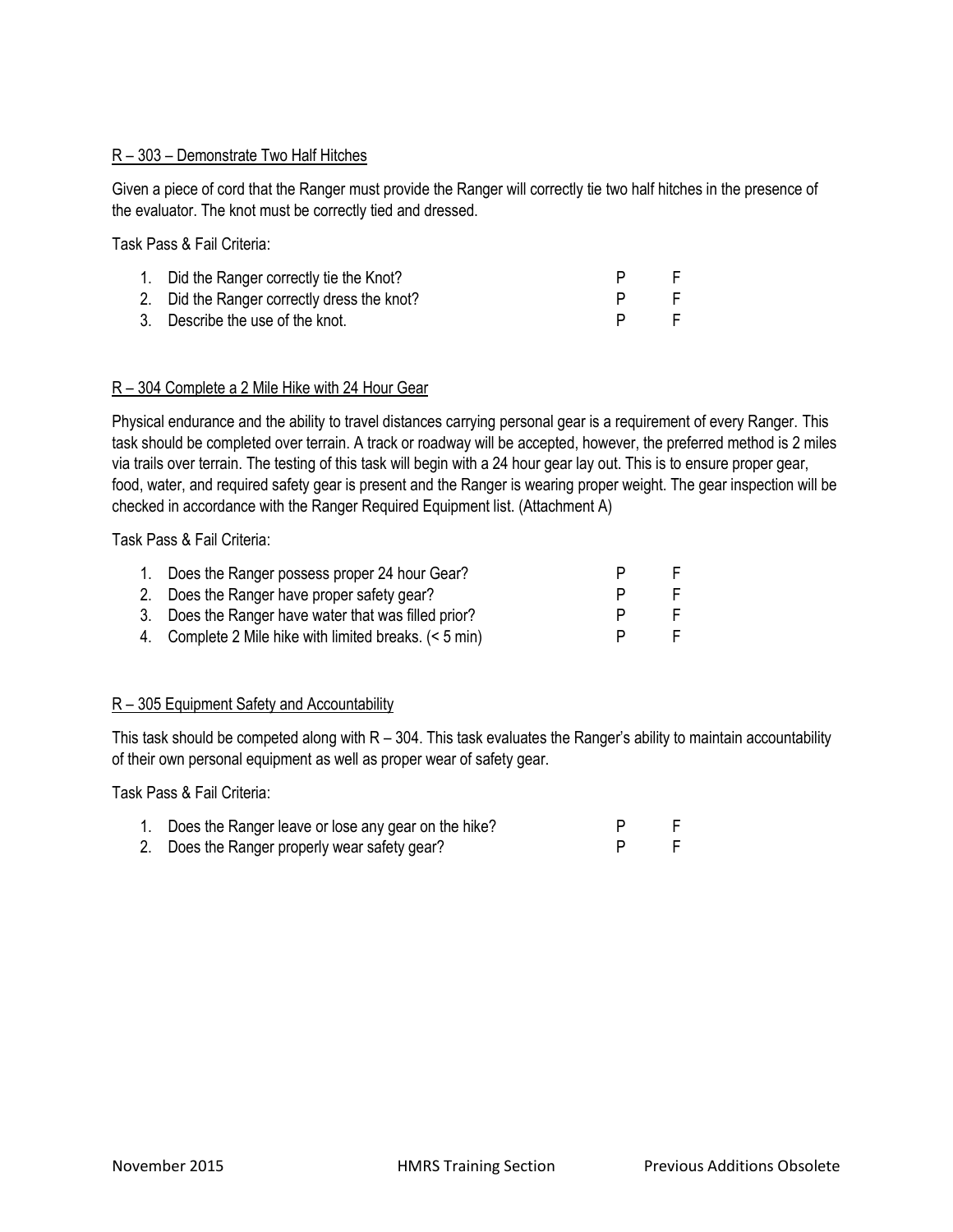<u>R – 303 – Demonstrate Two Half Hitches</u>

Given a piece of cord that the Ranger must provide the Ranger will correctly tie two half hitches in the presence of the evaluator. The knot must be correctly tied and dressed.

Task Pass & Fail Criteria:

| | | |
|---|---|---|
| 1. Did the Ranger correctly tie the Knot? | P | F |
| 2. Did the Ranger correctly dress the knot? | P | F |
| 3. Describe the use of the knot. | P | F |

<u>R – 304 Complete a 2 Mile Hike with 24 Hour Gear</u>

Physical endurance and the ability to travel distances carrying personal gear is a requirement of every Ranger. This task should be completed over terrain. A track or roadway will be accepted, however, the preferred method is 2 miles via trails over terrain. The testing of this task will begin with a 24 hour gear lay out. This is to ensure proper gear, food, water, and required safety gear is present and the Ranger is wearing proper weight. The gear inspection will be checked in accordance with the Ranger Required Equipment list. (Attachment A)

Task Pass & Fail Criteria:

| | | |
|---|---|---|
| 1. Does the Ranger possess proper 24 hour Gear? | P | F |
| 2. Does the Ranger have proper safety gear? | P | F |
| 3. Does the Ranger have water that was filled prior? | P | F |
| 4. Complete 2 Mile hike with limited breaks. (< 5 min) | P | F |

<u>R – 305 Equipment Safety and Accountability</u>

This task should be competed along with R – 304. This task evaluates the Ranger's ability to maintain accountability of their own personal equipment as well as proper wear of safety gear.

Task Pass & Fail Criteria:

| | | |
|---|---|---|
| 1. Does the Ranger leave or lose any gear on the hike? | P | F |
| 2. Does the Ranger properly wear safety gear? | P | F |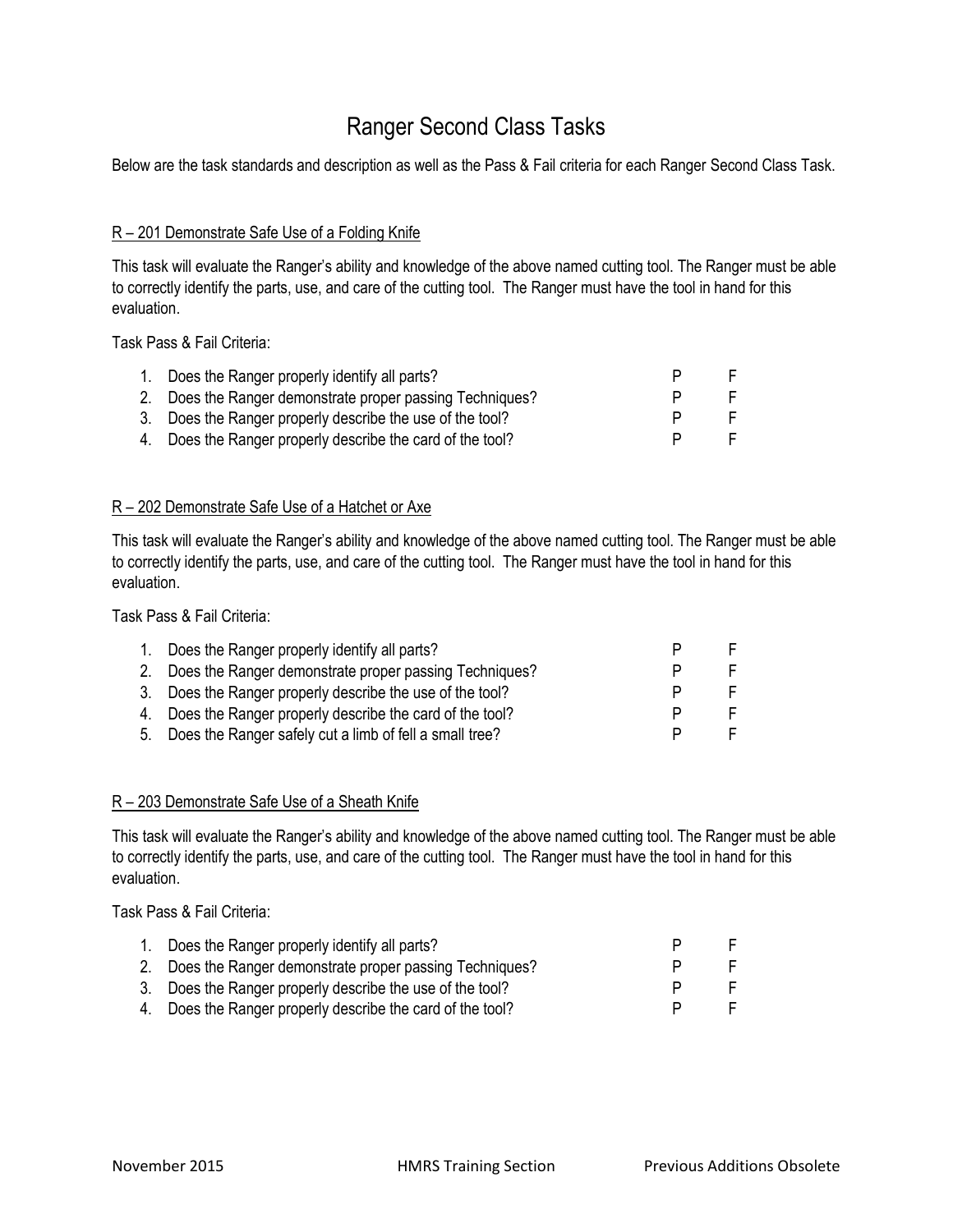# Ranger Second Class Tasks

Below are the task standards and description as well as the Pass & Fail criteria for each Ranger Second Class Task.

## R – 201 Demonstrate Safe Use of a Folding Knife

This task will evaluate the Ranger's ability and knowledge of the above named cutting tool. The Ranger must be able to correctly identify the parts, use, and care of the cutting tool. The Ranger must have the tool in hand for this evaluation.

Task Pass & Fail Criteria:

| # | Criteria | | |
|---|---|---|---|
| 1. | Does the Ranger properly identify all parts? | P | F |
| 2. | Does the Ranger demonstrate proper passing Techniques? | P | F |
| 3. | Does the Ranger properly describe the use of the tool? | P | F |
| 4. | Does the Ranger properly describe the card of the tool? | P | F |

## R – 202 Demonstrate Safe Use of a Hatchet or Axe

This task will evaluate the Ranger's ability and knowledge of the above named cutting tool. The Ranger must be able to correctly identify the parts, use, and care of the cutting tool. The Ranger must have the tool in hand for this evaluation.

Task Pass & Fail Criteria:

| # | Criteria | | |
|---|---|---|---|
| 1. | Does the Ranger properly identify all parts? | P | F |
| 2. | Does the Ranger demonstrate proper passing Techniques? | P | F |
| 3. | Does the Ranger properly describe the use of the tool? | P | F |
| 4. | Does the Ranger properly describe the card of the tool? | P | F |
| 5. | Does the Ranger safely cut a limb of fell a small tree? | P | F |

## R – 203 Demonstrate Safe Use of a Sheath Knife

This task will evaluate the Ranger's ability and knowledge of the above named cutting tool. The Ranger must be able to correctly identify the parts, use, and care of the cutting tool. The Ranger must have the tool in hand for this evaluation.

Task Pass & Fail Criteria:

| # | Criteria | | |
|---|---|---|---|
| 1. | Does the Ranger properly identify all parts? | P | F |
| 2. | Does the Ranger demonstrate proper passing Techniques? | P | F |
| 3. | Does the Ranger properly describe the use of the tool? | P | F |
| 4. | Does the Ranger properly describe the card of the tool? | P | F |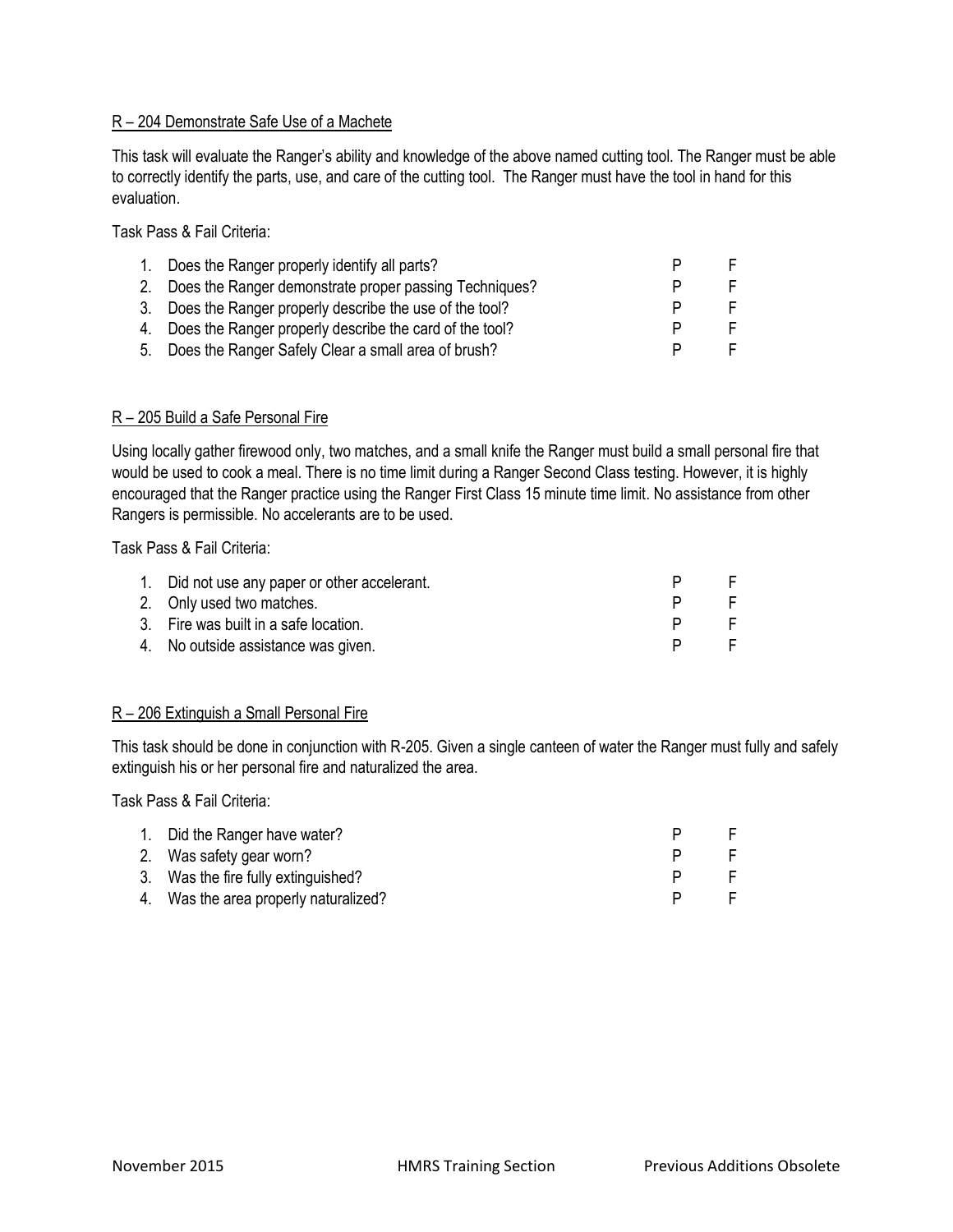R – 204 Demonstrate Safe Use of a Machete

This task will evaluate the Ranger's ability and knowledge of the above named cutting tool. The Ranger must be able to correctly identify the parts, use, and care of the cutting tool. The Ranger must have the tool in hand for this evaluation.

Task Pass & Fail Criteria:

| | | | |
|---|---|---|---|
| 1. | Does the Ranger properly identify all parts? | P | F |
| 2. | Does the Ranger demonstrate proper passing Techniques? | P | F |
| 3. | Does the Ranger properly describe the use of the tool? | P | F |
| 4. | Does the Ranger properly describe the card of the tool? | P | F |
| 5. | Does the Ranger Safely Clear a small area of brush? | P | F |

R – 205 Build a Safe Personal Fire

Using locally gather firewood only, two matches, and a small knife the Ranger must build a small personal fire that would be used to cook a meal. There is no time limit during a Ranger Second Class testing. However, it is highly encouraged that the Ranger practice using the Ranger First Class 15 minute time limit. No assistance from other Rangers is permissible. No accelerants are to be used.

Task Pass & Fail Criteria:

| | | | |
|---|---|---|---|
| 1. | Did not use any paper or other accelerant. | P | F |
| 2. | Only used two matches. | P | F |
| 3. | Fire was built in a safe location. | P | F |
| 4. | No outside assistance was given. | P | F |

R – 206 Extinguish a Small Personal Fire

This task should be done in conjunction with R-205. Given a single canteen of water the Ranger must fully and safely extinguish his or her personal fire and naturalized the area.

Task Pass & Fail Criteria:

| | | | |
|---|---|---|---|
| 1. | Did the Ranger have water? | P | F |
| 2. | Was safety gear worn? | P | F |
| 3. | Was the fire fully extinguished? | P | F |
| 4. | Was the area properly naturalized? | P | F |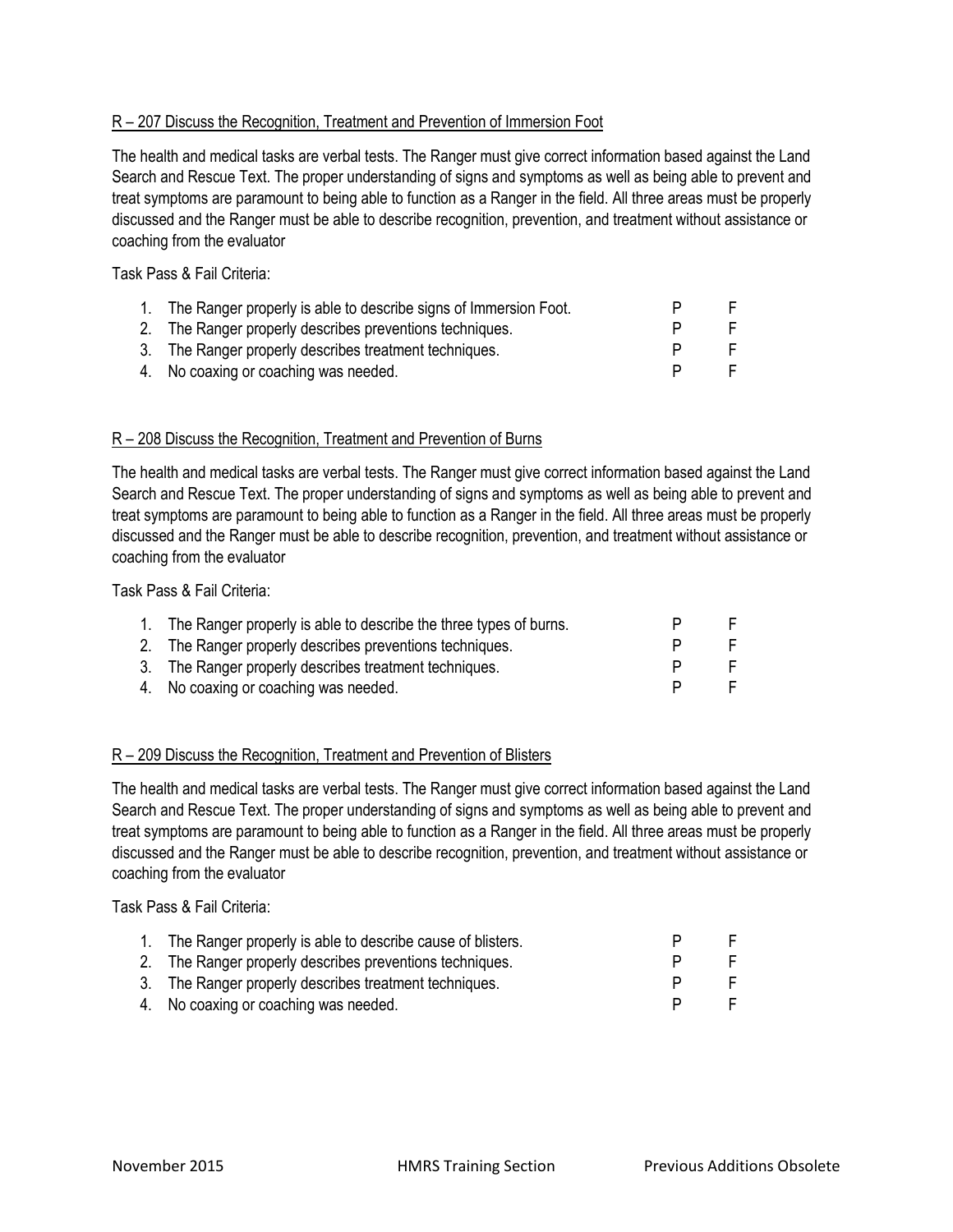## R – 207 Discuss the Recognition, Treatment and Prevention of Immersion Foot

The health and medical tasks are verbal tests. The Ranger must give correct information based against the Land Search and Rescue Text. The proper understanding of signs and symptoms as well as being able to prevent and treat symptoms are paramount to being able to function as a Ranger in the field. All three areas must be properly discussed and the Ranger must be able to describe recognition, prevention, and treatment without assistance or coaching from the evaluator

Task Pass & Fail Criteria:

| | | | |
|---|---|---|---|
| 1. | The Ranger properly is able to describe signs of Immersion Foot. | P | F |
| 2. | The Ranger properly describes preventions techniques. | P | F |
| 3. | The Ranger properly describes treatment techniques. | P | F |
| 4. | No coaxing or coaching was needed. | P | F |

## R – 208 Discuss the Recognition, Treatment and Prevention of Burns

The health and medical tasks are verbal tests. The Ranger must give correct information based against the Land Search and Rescue Text. The proper understanding of signs and symptoms as well as being able to prevent and treat symptoms are paramount to being able to function as a Ranger in the field. All three areas must be properly discussed and the Ranger must be able to describe recognition, prevention, and treatment without assistance or coaching from the evaluator

Task Pass & Fail Criteria:

| | | | |
|---|---|---|---|
| 1. | The Ranger properly is able to describe the three types of burns. | P | F |
| 2. | The Ranger properly describes preventions techniques. | P | F |
| 3. | The Ranger properly describes treatment techniques. | P | F |
| 4. | No coaxing or coaching was needed. | P | F |

## R – 209 Discuss the Recognition, Treatment and Prevention of Blisters

The health and medical tasks are verbal tests. The Ranger must give correct information based against the Land Search and Rescue Text. The proper understanding of signs and symptoms as well as being able to prevent and treat symptoms are paramount to being able to function as a Ranger in the field. All three areas must be properly discussed and the Ranger must be able to describe recognition, prevention, and treatment without assistance or coaching from the evaluator

Task Pass & Fail Criteria:

| | | | |
|---|---|---|---|
| 1. | The Ranger properly is able to describe cause of blisters. | P | F |
| 2. | The Ranger properly describes preventions techniques. | P | F |
| 3. | The Ranger properly describes treatment techniques. | P | F |
| 4. | No coaxing or coaching was needed. | P | F |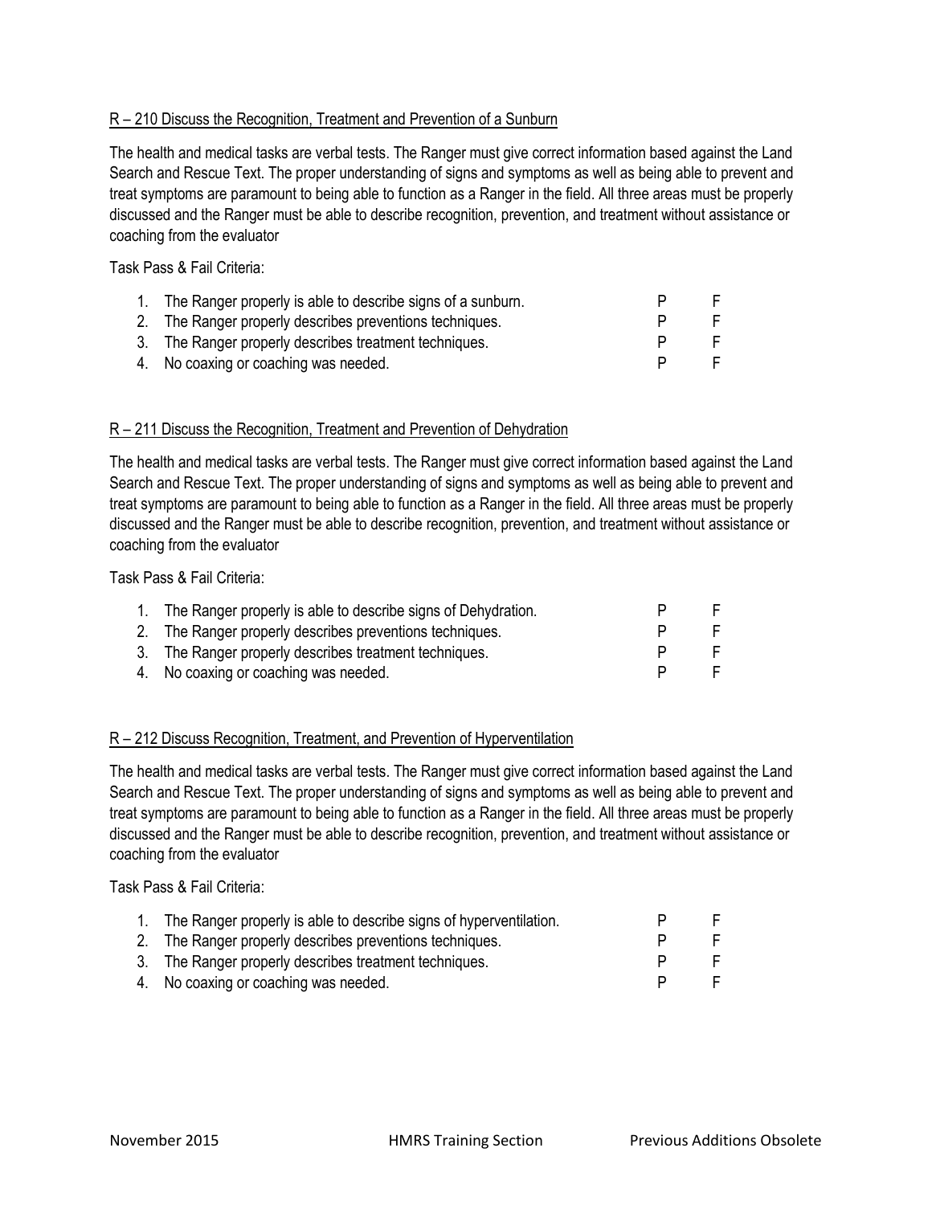## R – 210 Discuss the Recognition, Treatment and Prevention of a Sunburn

The health and medical tasks are verbal tests. The Ranger must give correct information based against the Land Search and Rescue Text. The proper understanding of signs and symptoms as well as being able to prevent and treat symptoms are paramount to being able to function as a Ranger in the field. All three areas must be properly discussed and the Ranger must be able to describe recognition, prevention, and treatment without assistance or coaching from the evaluator

Task Pass & Fail Criteria:

| | | |
|---|---|---|
| 1. The Ranger properly is able to describe signs of a sunburn. | P | F |
| 2. The Ranger properly describes preventions techniques. | P | F |
| 3. The Ranger properly describes treatment techniques. | P | F |
| 4. No coaxing or coaching was needed. | P | F |

## R – 211 Discuss the Recognition, Treatment and Prevention of Dehydration

The health and medical tasks are verbal tests. The Ranger must give correct information based against the Land Search and Rescue Text. The proper understanding of signs and symptoms as well as being able to prevent and treat symptoms are paramount to being able to function as a Ranger in the field. All three areas must be properly discussed and the Ranger must be able to describe recognition, prevention, and treatment without assistance or coaching from the evaluator

Task Pass & Fail Criteria:

| | | |
|---|---|---|
| 1. The Ranger properly is able to describe signs of Dehydration. | P | F |
| 2. The Ranger properly describes preventions techniques. | P | F |
| 3. The Ranger properly describes treatment techniques. | P | F |
| 4. No coaxing or coaching was needed. | P | F |

## R – 212 Discuss Recognition, Treatment, and Prevention of Hyperventilation

The health and medical tasks are verbal tests. The Ranger must give correct information based against the Land Search and Rescue Text. The proper understanding of signs and symptoms as well as being able to prevent and treat symptoms are paramount to being able to function as a Ranger in the field. All three areas must be properly discussed and the Ranger must be able to describe recognition, prevention, and treatment without assistance or coaching from the evaluator

Task Pass & Fail Criteria:

| | | |
|---|---|---|
| 1. The Ranger properly is able to describe signs of hyperventilation. | P | F |
| 2. The Ranger properly describes preventions techniques. | P | F |
| 3. The Ranger properly describes treatment techniques. | P | F |
| 4. No coaxing or coaching was needed. | P | F |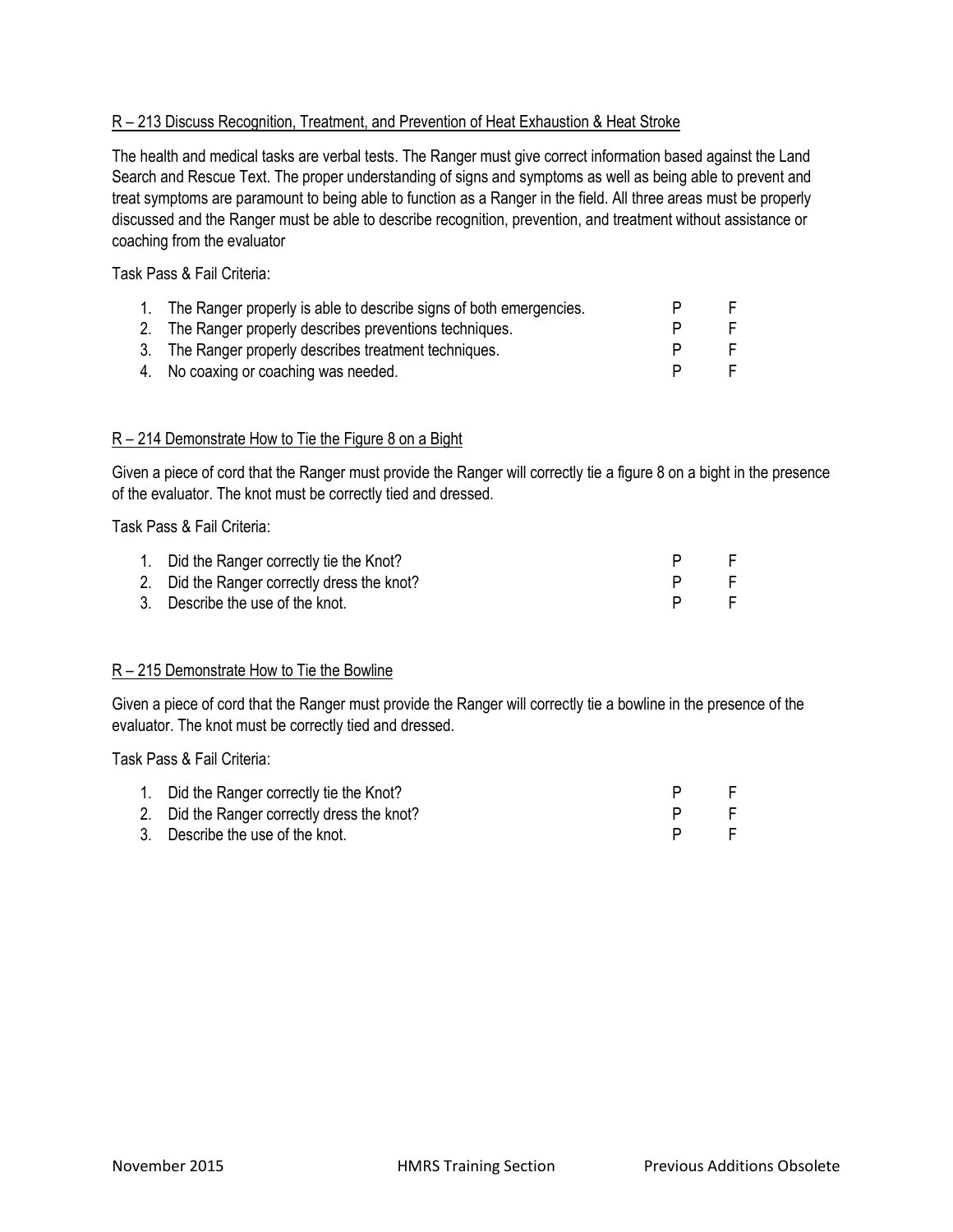## R – 213 Discuss Recognition, Treatment, and Prevention of Heat Exhaustion & Heat Stroke

The health and medical tasks are verbal tests. The Ranger must give correct information based against the Land Search and Rescue Text. The proper understanding of signs and symptoms as well as being able to prevent and treat symptoms are paramount to being able to function as a Ranger in the field. All three areas must be properly discussed and the Ranger must be able to describe recognition, prevention, and treatment without assistance or coaching from the evaluator

Task Pass & Fail Criteria:

| | | | |
|---|---|---|---|
| 1. | The Ranger properly is able to describe signs of both emergencies. | P | F |
| 2. | The Ranger properly describes preventions techniques. | P | F |
| 3. | The Ranger properly describes treatment techniques. | P | F |
| 4. | No coaxing or coaching was needed. | P | F |

## R – 214 Demonstrate How to Tie the Figure 8 on a Bight

Given a piece of cord that the Ranger must provide the Ranger will correctly tie a figure 8 on a bight in the presence of the evaluator. The knot must be correctly tied and dressed.

Task Pass & Fail Criteria:

| | | | |
|---|---|---|---|
| 1. | Did the Ranger correctly tie the Knot? | P | F |
| 2. | Did the Ranger correctly dress the knot? | P | F |
| 3. | Describe the use of the knot. | P | F |

## R – 215 Demonstrate How to Tie the Bowline

Given a piece of cord that the Ranger must provide the Ranger will correctly tie a bowline in the presence of the evaluator. The knot must be correctly tied and dressed.

Task Pass & Fail Criteria:

| | | | |
|---|---|---|---|
| 1. | Did the Ranger correctly tie the Knot? | P | F |
| 2. | Did the Ranger correctly dress the knot? | P | F |
| 3. | Describe the use of the knot. | P | F |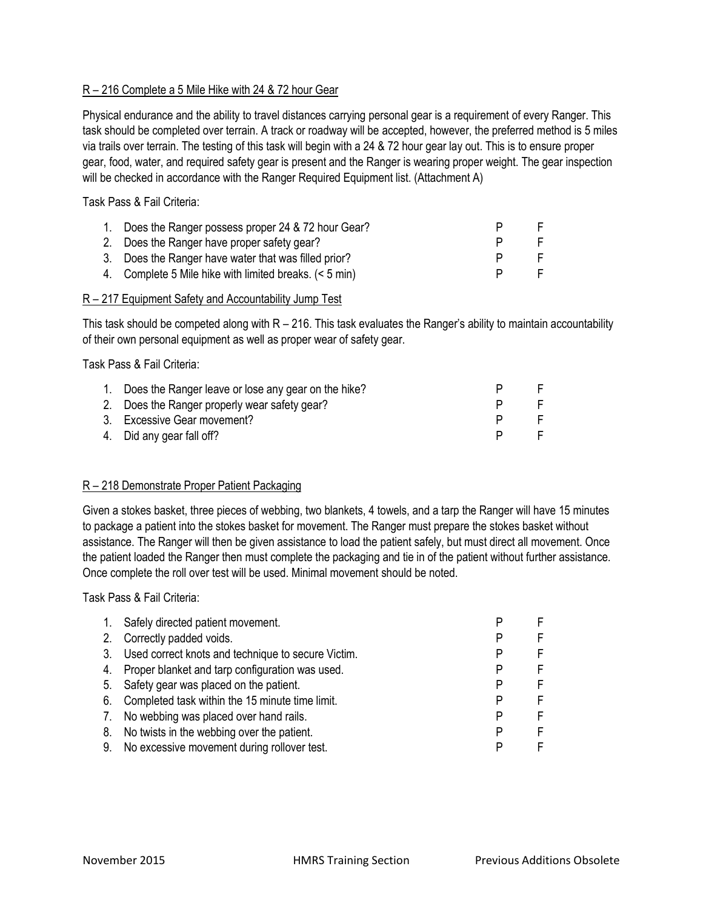R – 216 Complete a 5 Mile Hike with 24 & 72 hour Gear

Physical endurance and the ability to travel distances carrying personal gear is a requirement of every Ranger. This task should be completed over terrain. A track or roadway will be accepted, however, the preferred method is 5 miles via trails over terrain. The testing of this task will begin with a 24 & 72 hour gear lay out. This is to ensure proper gear, food, water, and required safety gear is present and the Ranger is wearing proper weight. The gear inspection will be checked in accordance with the Ranger Required Equipment list. (Attachment A)

Task Pass & Fail Criteria:

| | Criteria | | |
|---|---|---|---|
| 1. | Does the Ranger possess proper 24 & 72 hour Gear? | P | F |
| 2. | Does the Ranger have proper safety gear? | P | F |
| 3. | Does the Ranger have water that was filled prior? | P | F |
| 4. | Complete 5 Mile hike with limited breaks. (< 5 min) | P | F |

R – 217 Equipment Safety and Accountability Jump Test

This task should be competed along with R – 216. This task evaluates the Ranger's ability to maintain accountability of their own personal equipment as well as proper wear of safety gear.

Task Pass & Fail Criteria:

| | Criteria | | |
|---|---|---|---|
| 1. | Does the Ranger leave or lose any gear on the hike? | P | F |
| 2. | Does the Ranger properly wear safety gear? | P | F |
| 3. | Excessive Gear movement? | P | F |
| 4. | Did any gear fall off? | P | F |

R – 218 Demonstrate Proper Patient Packaging

Given a stokes basket, three pieces of webbing, two blankets, 4 towels, and a tarp the Ranger will have 15 minutes to package a patient into the stokes basket for movement. The Ranger must prepare the stokes basket without assistance. The Ranger will then be given assistance to load the patient safely, but must direct all movement. Once the patient loaded the Ranger then must complete the packaging and tie in of the patient without further assistance. Once complete the roll over test will be used. Minimal movement should be noted.

Task Pass & Fail Criteria:

| | Criteria | | |
|---|---|---|---|
| 1. | Safely directed patient movement. | P | F |
| 2. | Correctly padded voids. | P | F |
| 3. | Used correct knots and technique to secure Victim. | P | F |
| 4. | Proper blanket and tarp configuration was used. | P | F |
| 5. | Safety gear was placed on the patient. | P | F |
| 6. | Completed task within the 15 minute time limit. | P | F |
| 7. | No webbing was placed over hand rails. | P | F |
| 8. | No twists in the webbing over the patient. | P | F |
| 9. | No excessive movement during rollover test. | P | F |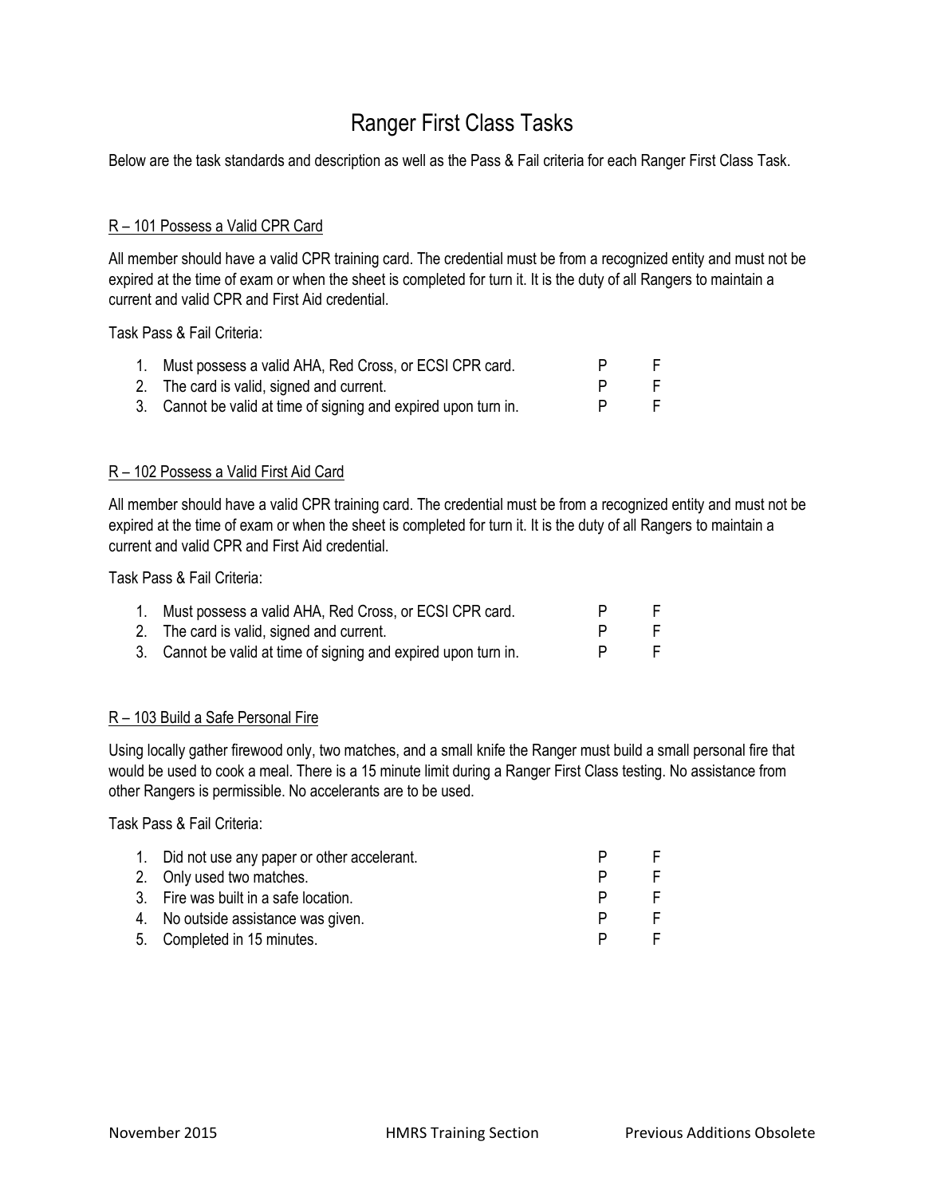# Ranger First Class Tasks

Below are the task standards and description as well as the Pass & Fail criteria for each Ranger First Class Task.

## R – 101 Possess a Valid CPR Card

All member should have a valid CPR training card. The credential must be from a recognized entity and must not be expired at the time of exam or when the sheet is completed for turn it. It is the duty of all Rangers to maintain a current and valid CPR and First Aid credential.

Task Pass & Fail Criteria:

| | | | |
|---|---|---|---|
| 1. | Must possess a valid AHA, Red Cross, or ECSI CPR card. | P | F |
| 2. | The card is valid, signed and current. | P | F |
| 3. | Cannot be valid at time of signing and expired upon turn in. | P | F |

## R – 102 Possess a Valid First Aid Card

All member should have a valid CPR training card. The credential must be from a recognized entity and must not be expired at the time of exam or when the sheet is completed for turn it. It is the duty of all Rangers to maintain a current and valid CPR and First Aid credential.

Task Pass & Fail Criteria:

| | | | |
|---|---|---|---|
| 1. | Must possess a valid AHA, Red Cross, or ECSI CPR card. | P | F |
| 2. | The card is valid, signed and current. | P | F |
| 3. | Cannot be valid at time of signing and expired upon turn in. | P | F |

## R – 103 Build a Safe Personal Fire

Using locally gather firewood only, two matches, and a small knife the Ranger must build a small personal fire that would be used to cook a meal. There is a 15 minute limit during a Ranger First Class testing. No assistance from other Rangers is permissible. No accelerants are to be used.

Task Pass & Fail Criteria:

| | | | |
|---|---|---|---|
| 1. | Did not use any paper or other accelerant. | P | F |
| 2. | Only used two matches. | P | F |
| 3. | Fire was built in a safe location. | P | F |
| 4. | No outside assistance was given. | P | F |
| 5. | Completed in 15 minutes. | P | F |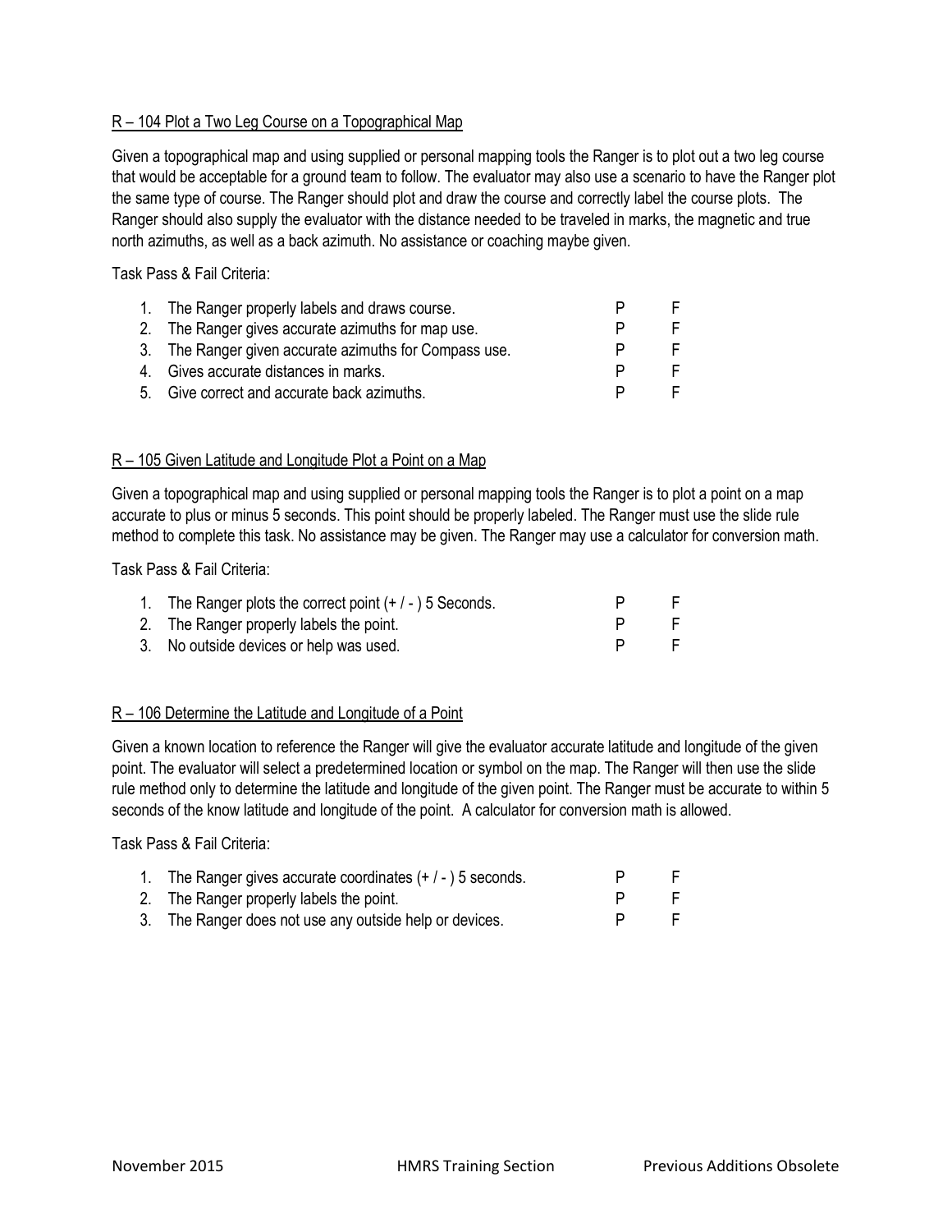## R – 104 Plot a Two Leg Course on a Topographical Map

Given a topographical map and using supplied or personal mapping tools the Ranger is to plot out a two leg course that would be acceptable for a ground team to follow. The evaluator may also use a scenario to have the Ranger plot the same type of course. The Ranger should plot and draw the course and correctly label the course plots. The Ranger should also supply the evaluator with the distance needed to be traveled in marks, the magnetic and true north azimuths, as well as a back azimuth. No assistance or coaching maybe given.

Task Pass & Fail Criteria:

| | | | |
|---|---|---|---|
| 1. | The Ranger properly labels and draws course. | P | F |
| 2. | The Ranger gives accurate azimuths for map use. | P | F |
| 3. | The Ranger given accurate azimuths for Compass use. | P | F |
| 4. | Gives accurate distances in marks. | P | F |
| 5. | Give correct and accurate back azimuths. | P | F |

## R – 105 Given Latitude and Longitude Plot a Point on a Map

Given a topographical map and using supplied or personal mapping tools the Ranger is to plot a point on a map accurate to plus or minus 5 seconds. This point should be properly labeled. The Ranger must use the slide rule method to complete this task. No assistance may be given. The Ranger may use a calculator for conversion math.

Task Pass & Fail Criteria:

| | | | |
|---|---|---|---|
| 1. | The Ranger plots the correct point (+ / - ) 5 Seconds. | P | F |
| 2. | The Ranger properly labels the point. | P | F |
| 3. | No outside devices or help was used. | P | F |

## R – 106 Determine the Latitude and Longitude of a Point

Given a known location to reference the Ranger will give the evaluator accurate latitude and longitude of the given point. The evaluator will select a predetermined location or symbol on the map. The Ranger will then use the slide rule method only to determine the latitude and longitude of the given point. The Ranger must be accurate to within 5 seconds of the know latitude and longitude of the point. A calculator for conversion math is allowed.

Task Pass & Fail Criteria:

| | | | |
|---|---|---|---|
| 1. | The Ranger gives accurate coordinates (+ / - ) 5 seconds. | P | F |
| 2. | The Ranger properly labels the point. | P | F |
| 3. | The Ranger does not use any outside help or devices. | P | F |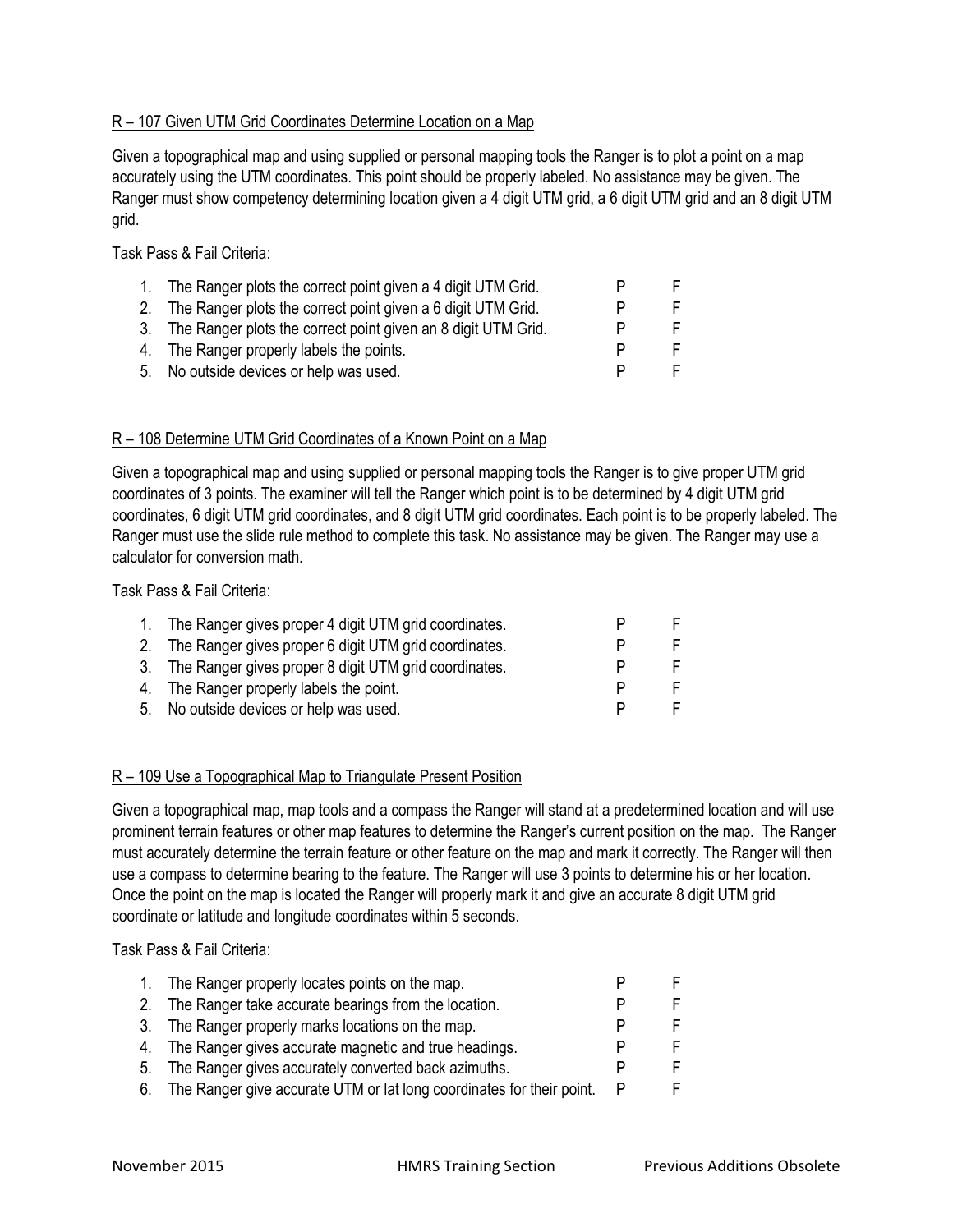R – 107 Given UTM Grid Coordinates Determine Location on a Map

Given a topographical map and using supplied or personal mapping tools the Ranger is to plot a point on a map accurately using the UTM coordinates. This point should be properly labeled. No assistance may be given. The Ranger must show competency determining location given a 4 digit UTM grid, a 6 digit UTM grid and an 8 digit UTM grid.

Task Pass & Fail Criteria:

| | | | |
|---|---|---|---|
| 1. | The Ranger plots the correct point given a 4 digit UTM Grid. | P | F |
| 2. | The Ranger plots the correct point given a 6 digit UTM Grid. | P | F |
| 3. | The Ranger plots the correct point given an 8 digit UTM Grid. | P | F |
| 4. | The Ranger properly labels the points. | P | F |
| 5. | No outside devices or help was used. | P | F |

R – 108 Determine UTM Grid Coordinates of a Known Point on a Map

Given a topographical map and using supplied or personal mapping tools the Ranger is to give proper UTM grid coordinates of 3 points. The examiner will tell the Ranger which point is to be determined by 4 digit UTM grid coordinates, 6 digit UTM grid coordinates, and 8 digit UTM grid coordinates. Each point is to be properly labeled. The Ranger must use the slide rule method to complete this task. No assistance may be given. The Ranger may use a calculator for conversion math.

Task Pass & Fail Criteria:

| | | | |
|---|---|---|---|
| 1. | The Ranger gives proper 4 digit UTM grid coordinates. | P | F |
| 2. | The Ranger gives proper 6 digit UTM grid coordinates. | P | F |
| 3. | The Ranger gives proper 8 digit UTM grid coordinates. | P | F |
| 4. | The Ranger properly labels the point. | P | F |
| 5. | No outside devices or help was used. | P | F |

R – 109 Use a Topographical Map to Triangulate Present Position

Given a topographical map, map tools and a compass the Ranger will stand at a predetermined location and will use prominent terrain features or other map features to determine the Ranger's current position on the map. The Ranger must accurately determine the terrain feature or other feature on the map and mark it correctly. The Ranger will then use a compass to determine bearing to the feature. The Ranger will use 3 points to determine his or her location. Once the point on the map is located the Ranger will properly mark it and give an accurate 8 digit UTM grid coordinate or latitude and longitude coordinates within 5 seconds.

Task Pass & Fail Criteria:

| | | | |
|---|---|---|---|
| 1. | The Ranger properly locates points on the map. | P | F |
| 2. | The Ranger take accurate bearings from the location. | P | F |
| 3. | The Ranger properly marks locations on the map. | P | F |
| 4. | The Ranger gives accurate magnetic and true headings. | P | F |
| 5. | The Ranger gives accurately converted back azimuths. | P | F |
| 6. | The Ranger give accurate UTM or lat long coordinates for their point. | P | F |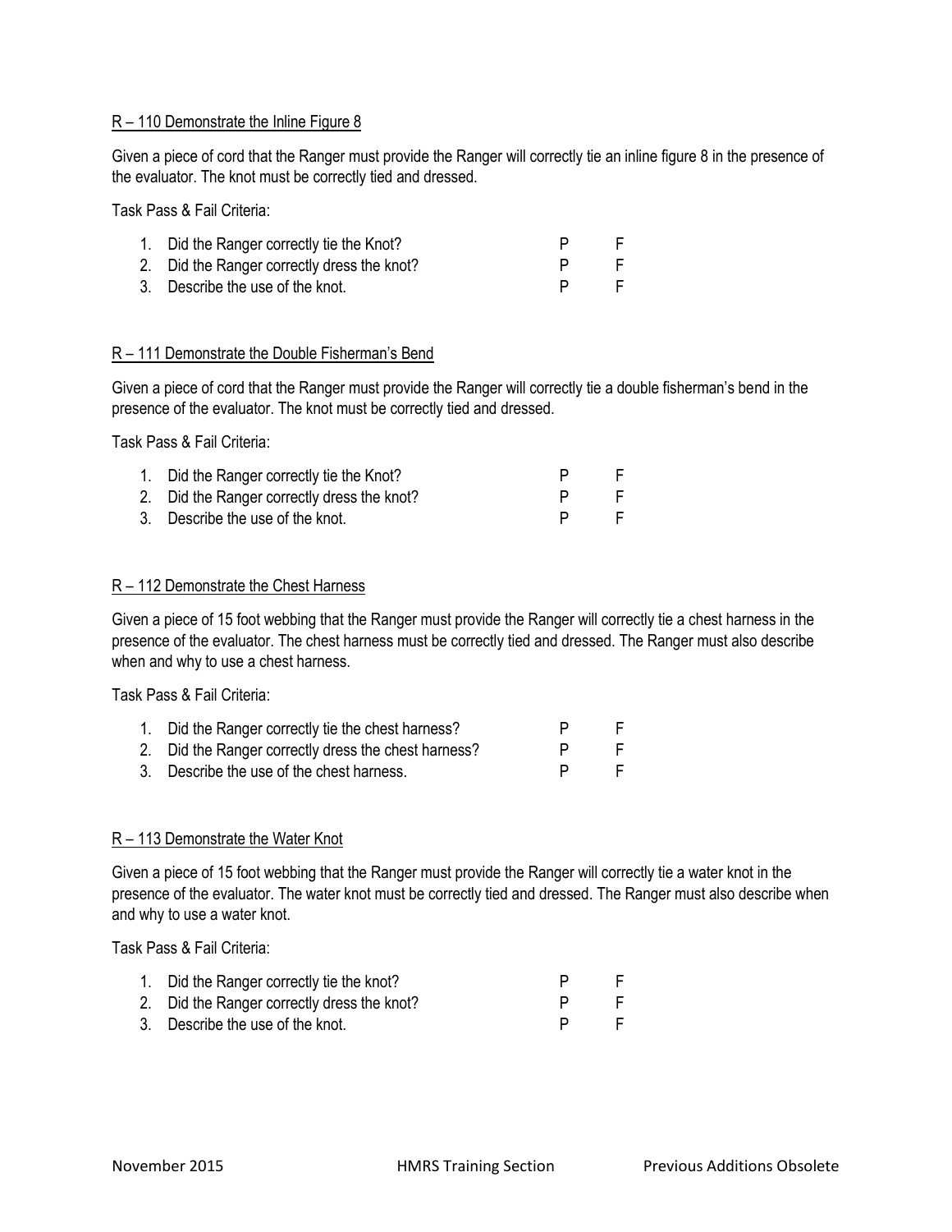## R – 110 Demonstrate the Inline Figure 8

Given a piece of cord that the Ranger must provide the Ranger will correctly tie an inline figure 8 in the presence of the evaluator. The knot must be correctly tied and dressed.

Task Pass & Fail Criteria:

| | | |
|---|---|---|
| 1. Did the Ranger correctly tie the Knot? | P | F |
| 2. Did the Ranger correctly dress the knot? | P | F |
| 3. Describe the use of the knot. | P | F |

## R – 111 Demonstrate the Double Fisherman's Bend

Given a piece of cord that the Ranger must provide the Ranger will correctly tie a double fisherman's bend in the presence of the evaluator. The knot must be correctly tied and dressed.

Task Pass & Fail Criteria:

| | | |
|---|---|---|
| 1. Did the Ranger correctly tie the Knot? | P | F |
| 2. Did the Ranger correctly dress the knot? | P | F |
| 3. Describe the use of the knot. | P | F |

## R – 112 Demonstrate the Chest Harness

Given a piece of 15 foot webbing that the Ranger must provide the Ranger will correctly tie a chest harness in the presence of the evaluator. The chest harness must be correctly tied and dressed. The Ranger must also describe when and why to use a chest harness.

Task Pass & Fail Criteria:

| | | |
|---|---|---|
| 1. Did the Ranger correctly tie the chest harness? | P | F |
| 2. Did the Ranger correctly dress the chest harness? | P | F |
| 3. Describe the use of the chest harness. | P | F |

## R – 113 Demonstrate the Water Knot

Given a piece of 15 foot webbing that the Ranger must provide the Ranger will correctly tie a water knot in the presence of the evaluator. The water knot must be correctly tied and dressed. The Ranger must also describe when and why to use a water knot.

Task Pass & Fail Criteria:

| | | |
|---|---|---|
| 1. Did the Ranger correctly tie the knot? | P | F |
| 2. Did the Ranger correctly dress the knot? | P | F |
| 3. Describe the use of the knot. | P | F |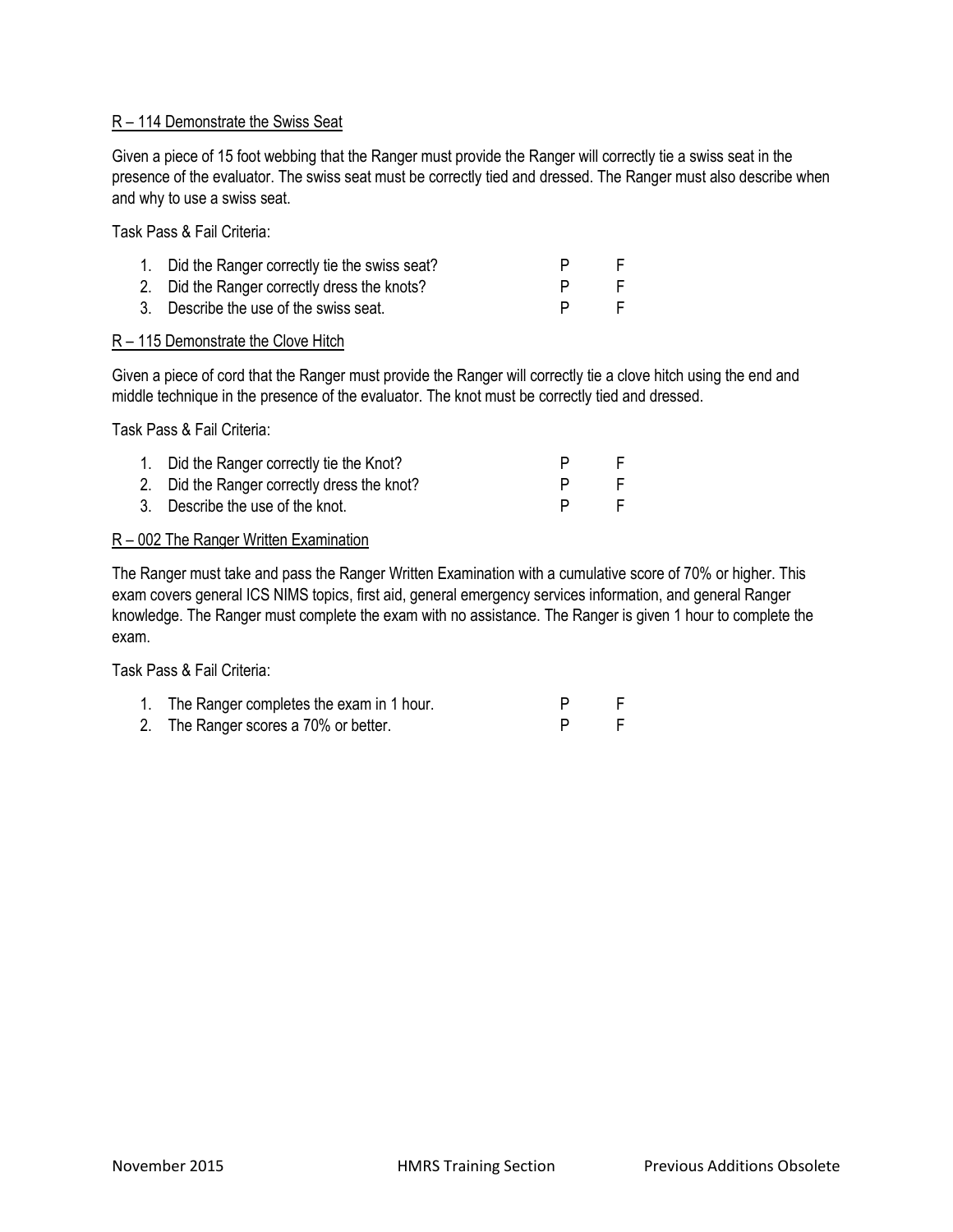<u>R – 114 Demonstrate the Swiss Seat</u>

Given a piece of 15 foot webbing that the Ranger must provide the Ranger will correctly tie a swiss seat in the presence of the evaluator. The swiss seat must be correctly tied and dressed. The Ranger must also describe when and why to use a swiss seat.

Task Pass & Fail Criteria:

| | | | |
|---|---|---|---|
| 1. | Did the Ranger correctly tie the swiss seat? | P | F |
| 2. | Did the Ranger correctly dress the knots? | P | F |
| 3. | Describe the use of the swiss seat. | P | F |

<u>R – 115 Demonstrate the Clove Hitch</u>

Given a piece of cord that the Ranger must provide the Ranger will correctly tie a clove hitch using the end and middle technique in the presence of the evaluator. The knot must be correctly tied and dressed.

Task Pass & Fail Criteria:

| | | | |
|---|---|---|---|
| 1. | Did the Ranger correctly tie the Knot? | P | F |
| 2. | Did the Ranger correctly dress the knot? | P | F |
| 3. | Describe the use of the knot. | P | F |

<u>R – 002 The Ranger Written Examination</u>

The Ranger must take and pass the Ranger Written Examination with a cumulative score of 70% or higher. This exam covers general ICS NIMS topics, first aid, general emergency services information, and general Ranger knowledge. The Ranger must complete the exam with no assistance. The Ranger is given 1 hour to complete the exam.

Task Pass & Fail Criteria:

| | | | |
|---|---|---|---|
| 1. | The Ranger completes the exam in 1 hour. | P | F |
| 2. | The Ranger scores a 70% or better. | P | F |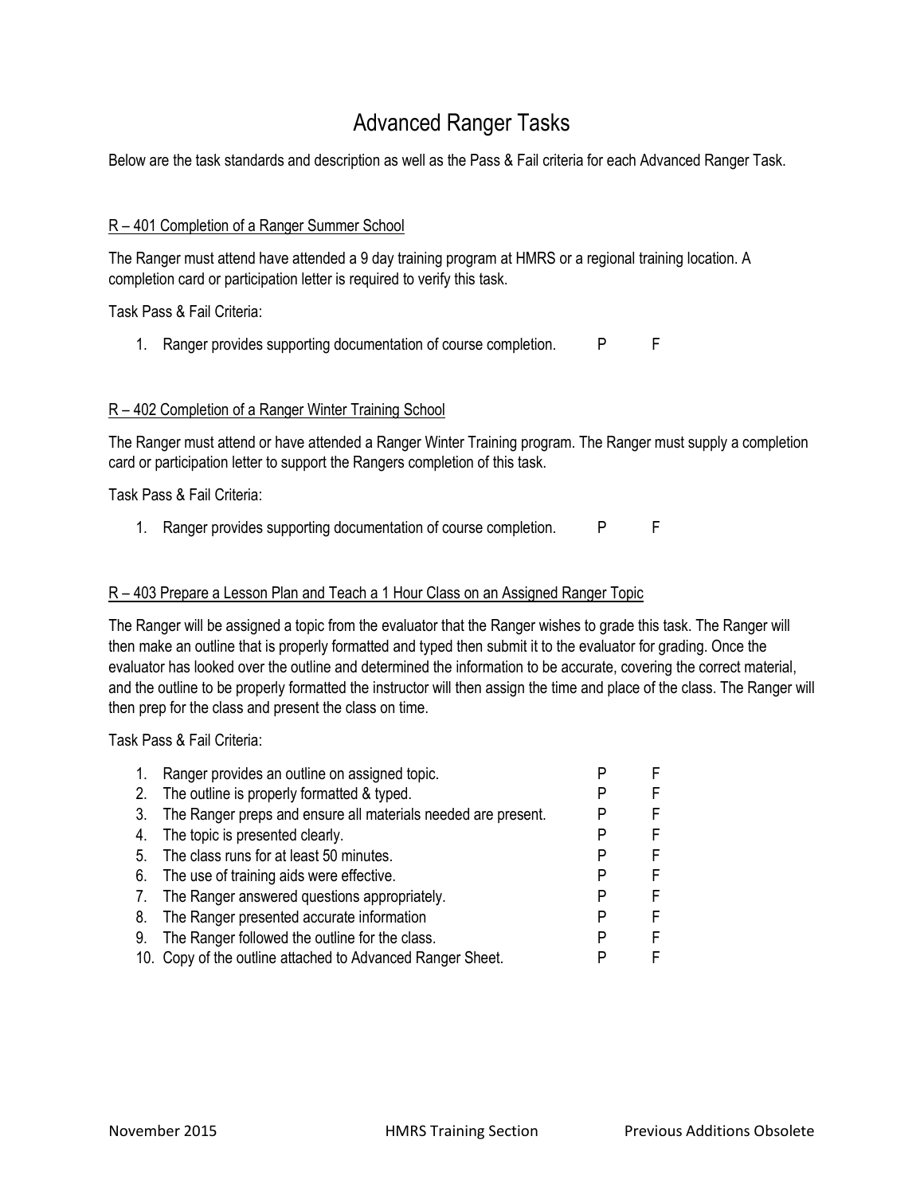// Advanced Ranger Tasks

Below are the task standards and description as well as the Pass & Fail criteria for each Advanced Ranger Task.

## R – 401 Completion of a Ranger Summer School

The Ranger must attend have attended a 9 day training program at HMRS or a regional training location. A completion card or participation letter is required to verify this task.

Task Pass & Fail Criteria:

1. Ranger provides supporting documentation of course completion. P F

## R – 402 Completion of a Ranger Winter Training School

The Ranger must attend or have attended a Ranger Winter Training program. The Ranger must supply a completion card or participation letter to support the Rangers completion of this task.

Task Pass & Fail Criteria:

1. Ranger provides supporting documentation of course completion. P F

## R – 403 Prepare a Lesson Plan and Teach a 1 Hour Class on an Assigned Ranger Topic

The Ranger will be assigned a topic from the evaluator that the Ranger wishes to grade this task. The Ranger will then make an outline that is properly formatted and typed then submit it to the evaluator for grading. Once the evaluator has looked over the outline and determined the information to be accurate, covering the correct material, and the outline to be properly formatted the instructor will then assign the time and place of the class. The Ranger will then prep for the class and present the class on time.

Task Pass & Fail Criteria:

1. Ranger provides an outline on assigned topic. P F
2. The outline is properly formatted & typed. P F
3. The Ranger preps and ensure all materials needed are present. P F
4. The topic is presented clearly. P F
5. The class runs for at least 50 minutes. P F
6. The use of training aids were effective. P F
7. The Ranger answered questions appropriately. P F
8. The Ranger presented accurate information P F
9. The Ranger followed the outline for the class. P F
10. Copy of the outline attached to Advanced Ranger Sheet. P F

# Advanced Ranger Tasks

Below are the task standards and description as well as the Pass & Fail criteria for each Advanced Ranger Task.

## R – 401 Completion of a Ranger Summer School

The Ranger must attend have attended a 9 day training program at HMRS or a regional training location. A completion card or participation letter is required to verify this task.

Task Pass & Fail Criteria:

1. Ranger provides supporting documentation of course completion. P F

## R – 402 Completion of a Ranger Winter Training School

The Ranger must attend or have attended a Ranger Winter Training program. The Ranger must supply a completion card or participation letter to support the Rangers completion of this task.

Task Pass & Fail Criteria:

1. Ranger provides supporting documentation of course completion. P F

## R – 403 Prepare a Lesson Plan and Teach a 1 Hour Class on an Assigned Ranger Topic

The Ranger will be assigned a topic from the evaluator that the Ranger wishes to grade this task. The Ranger will then make an outline that is properly formatted and typed then submit it to the evaluator for grading. Once the evaluator has looked over the outline and determined the information to be accurate, covering the correct material, and the outline to be properly formatted the instructor will then assign the time and place of the class. The Ranger will then prep for the class and present the class on time.

Task Pass & Fail Criteria:

1. Ranger provides an outline on assigned topic. P F
2. The outline is properly formatted & typed. P F
3. The Ranger preps and ensure all materials needed are present. P F
4. The topic is presented clearly. P F
5. The class runs for at least 50 minutes. P F
6. The use of training aids were effective. P F
7. The Ranger answered questions appropriately. P F
8. The Ranger presented accurate information P F
9. The Ranger followed the outline for the class. P F
10. Copy of the outline attached to Advanced Ranger Sheet. P F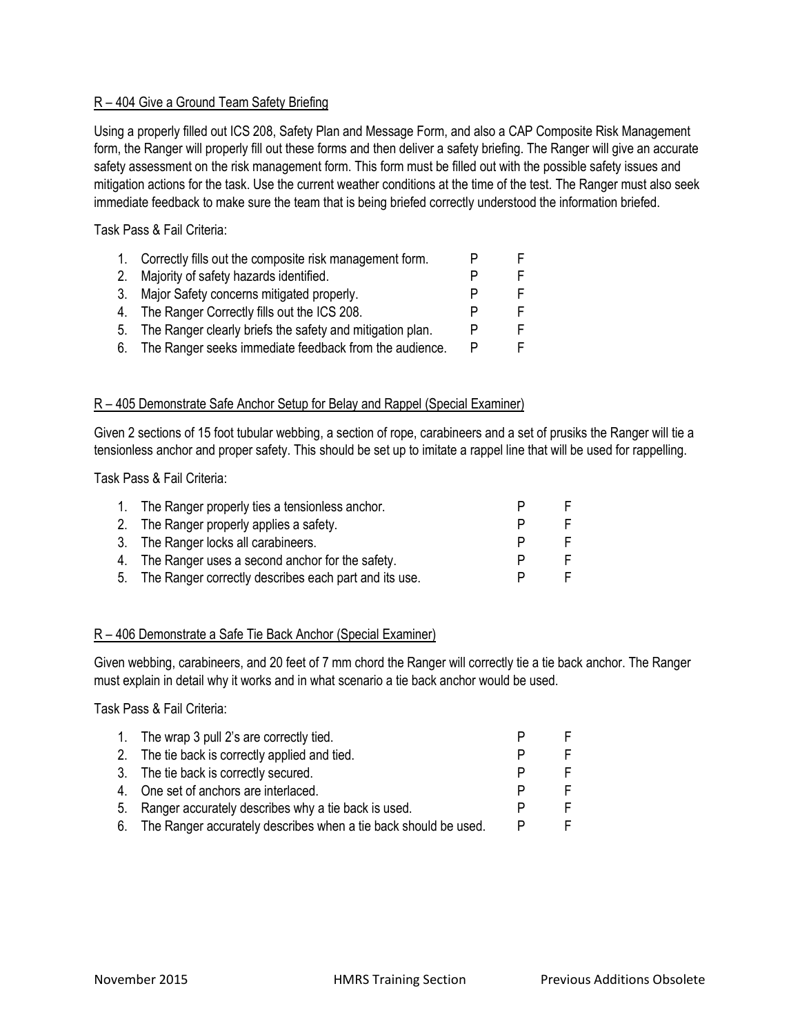## R – 404 Give a Ground Team Safety Briefing

Using a properly filled out ICS 208, Safety Plan and Message Form, and also a CAP Composite Risk Management form, the Ranger will properly fill out these forms and then deliver a safety briefing. The Ranger will give an accurate safety assessment on the risk management form. This form must be filled out with the possible safety issues and mitigation actions for the task. Use the current weather conditions at the time of the test. The Ranger must also seek immediate feedback to make sure the team that is being briefed correctly understood the information briefed.

Task Pass & Fail Criteria:

| | | | |
|---|---|---|---|
| 1. | Correctly fills out the composite risk management form. | P | F |
| 2. | Majority of safety hazards identified. | P | F |
| 3. | Major Safety concerns mitigated properly. | P | F |
| 4. | The Ranger Correctly fills out the ICS 208. | P | F |
| 5. | The Ranger clearly briefs the safety and mitigation plan. | P | F |
| 6. | The Ranger seeks immediate feedback from the audience. | P | F |

## R – 405 Demonstrate Safe Anchor Setup for Belay and Rappel (Special Examiner)

Given 2 sections of 15 foot tubular webbing, a section of rope, carabineers and a set of prusiks the Ranger will tie a tensionless anchor and proper safety. This should be set up to imitate a rappel line that will be used for rappelling.

Task Pass & Fail Criteria:

| | | | |
|---|---|---|---|
| 1. | The Ranger properly ties a tensionless anchor. | P | F |
| 2. | The Ranger properly applies a safety. | P | F |
| 3. | The Ranger locks all carabineers. | P | F |
| 4. | The Ranger uses a second anchor for the safety. | P | F |
| 5. | The Ranger correctly describes each part and its use. | P | F |

## R – 406 Demonstrate a Safe Tie Back Anchor (Special Examiner)

Given webbing, carabineers, and 20 feet of 7 mm chord the Ranger will correctly tie a tie back anchor. The Ranger must explain in detail why it works and in what scenario a tie back anchor would be used.

Task Pass & Fail Criteria:

| | | | |
|---|---|---|---|
| 1. | The wrap 3 pull 2's are correctly tied. | P | F |
| 2. | The tie back is correctly applied and tied. | P | F |
| 3. | The tie back is correctly secured. | P | F |
| 4. | One set of anchors are interlaced. | P | F |
| 5. | Ranger accurately describes why a tie back is used. | P | F |
| 6. | The Ranger accurately describes when a tie back should be used. | P | F |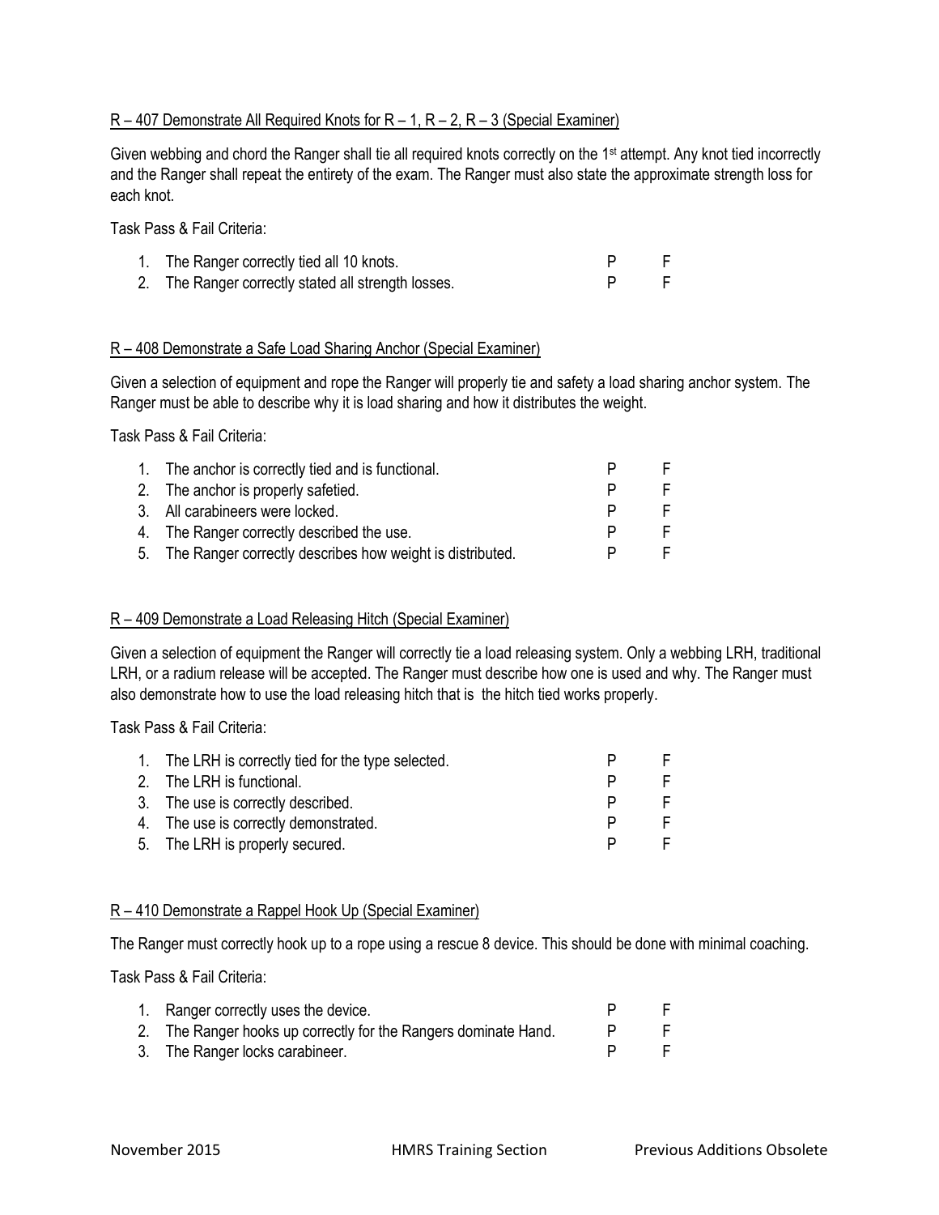<u>R – 407 Demonstrate All Required Knots for R – 1, R – 2, R – 3 (Special Examiner)</u>

Given webbing and chord the Ranger shall tie all required knots correctly on the 1st attempt. Any knot tied incorrectly and the Ranger shall repeat the entirety of the exam. The Ranger must also state the approximate strength loss for each knot.

Task Pass & Fail Criteria:

| | | | |
|---|---|---|---|
| 1. | The Ranger correctly tied all 10 knots. | P | F |
| 2. | The Ranger correctly stated all strength losses. | P | F |

<u>R – 408 Demonstrate a Safe Load Sharing Anchor (Special Examiner)</u>

Given a selection of equipment and rope the Ranger will properly tie and safety a load sharing anchor system. The Ranger must be able to describe why it is load sharing and how it distributes the weight.

Task Pass & Fail Criteria:

| | | | |
|---|---|---|---|
| 1. | The anchor is correctly tied and is functional. | P | F |
| 2. | The anchor is properly safetied. | P | F |
| 3. | All carabineers were locked. | P | F |
| 4. | The Ranger correctly described the use. | P | F |
| 5. | The Ranger correctly describes how weight is distributed. | P | F |

<u>R – 409 Demonstrate a Load Releasing Hitch (Special Examiner)</u>

Given a selection of equipment the Ranger will correctly tie a load releasing system. Only a webbing LRH, traditional LRH, or a radium release will be accepted. The Ranger must describe how one is used and why. The Ranger must also demonstrate how to use the load releasing hitch that is the hitch tied works properly.

Task Pass & Fail Criteria:

| | | | |
|---|---|---|---|
| 1. | The LRH is correctly tied for the type selected. | P | F |
| 2. | The LRH is functional. | P | F |
| 3. | The use is correctly described. | P | F |
| 4. | The use is correctly demonstrated. | P | F |
| 5. | The LRH is properly secured. | P | F |

<u>R – 410 Demonstrate a Rappel Hook Up (Special Examiner)</u>

The Ranger must correctly hook up to a rope using a rescue 8 device. This should be done with minimal coaching.

Task Pass & Fail Criteria:

| | | | |
|---|---|---|---|
| 1. | Ranger correctly uses the device. | P | F |
| 2. | The Ranger hooks up correctly for the Rangers dominate Hand. | P | F |
| 3. | The Ranger locks carabineer. | P | F |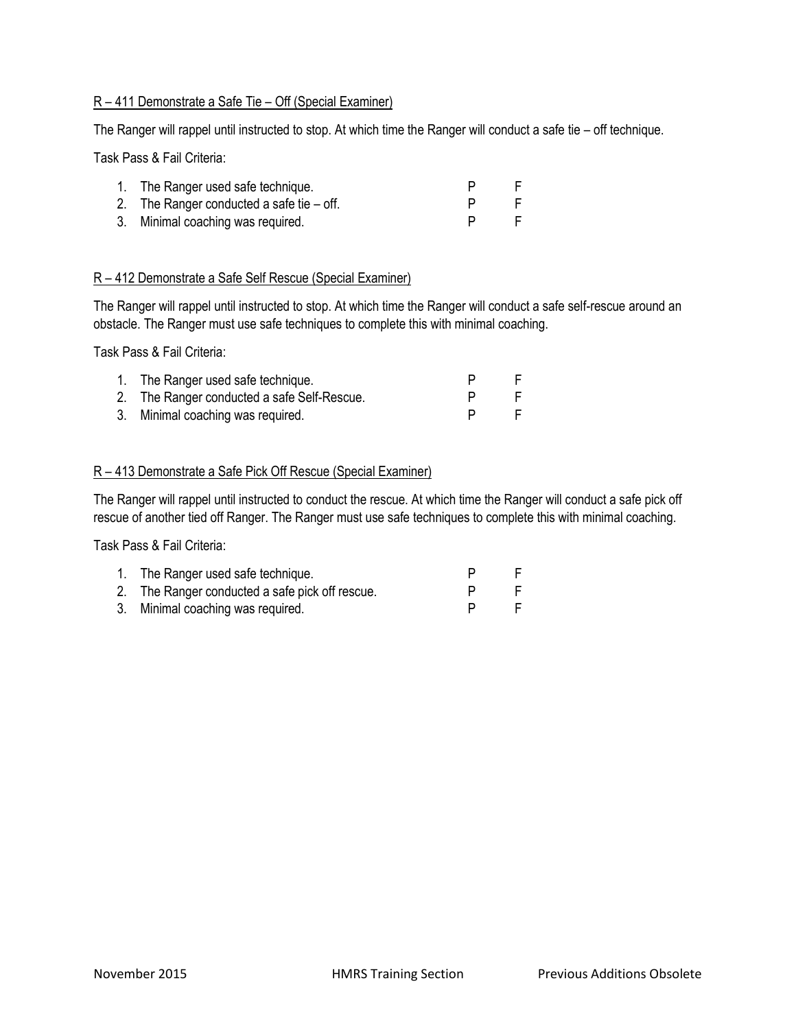R – 411 Demonstrate a Safe Tie – Off (Special Examiner)

The Ranger will rappel until instructed to stop. At which time the Ranger will conduct a safe tie – off technique.

Task Pass & Fail Criteria:

| | | |
|---|---|---|
| 1. The Ranger used safe technique. | P | F |
| 2. The Ranger conducted a safe tie – off. | P | F |
| 3. Minimal coaching was required. | P | F |

R – 412 Demonstrate a Safe Self Rescue (Special Examiner)

The Ranger will rappel until instructed to stop. At which time the Ranger will conduct a safe self-rescue around an obstacle. The Ranger must use safe techniques to complete this with minimal coaching.

Task Pass & Fail Criteria:

| | | |
|---|---|---|
| 1. The Ranger used safe technique. | P | F |
| 2. The Ranger conducted a safe Self-Rescue. | P | F |
| 3. Minimal coaching was required. | P | F |

R – 413 Demonstrate a Safe Pick Off Rescue (Special Examiner)

The Ranger will rappel until instructed to conduct the rescue. At which time the Ranger will conduct a safe pick off rescue of another tied off Ranger. The Ranger must use safe techniques to complete this with minimal coaching.

Task Pass & Fail Criteria:

| | | |
|---|---|---|
| 1. The Ranger used safe technique. | P | F |
| 2. The Ranger conducted a safe pick off rescue. | P | F |
| 3. Minimal coaching was required. | P | F |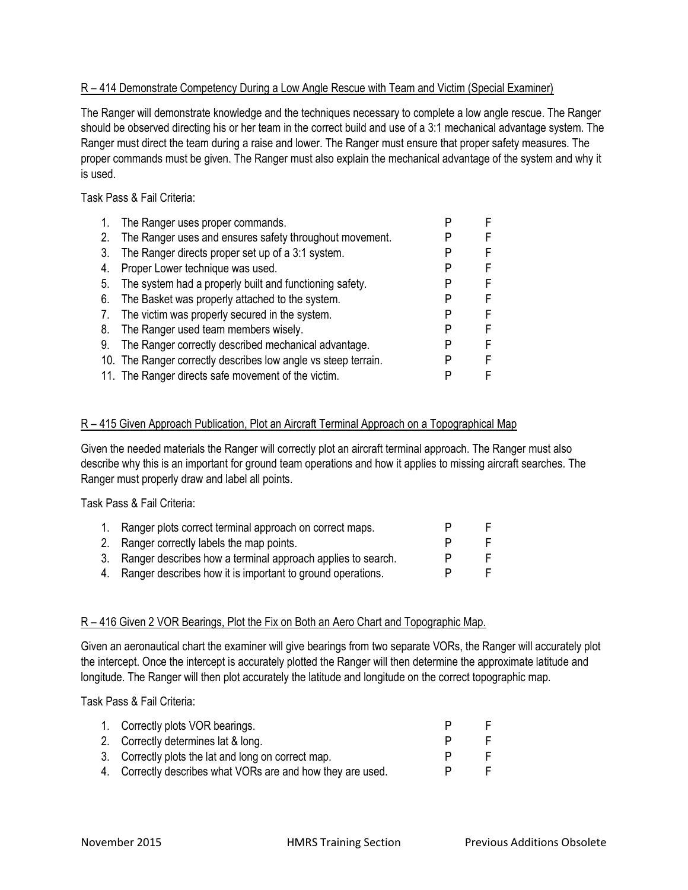R – 414 Demonstrate Competency During a Low Angle Rescue with Team and Victim (Special Examiner)

The Ranger will demonstrate knowledge and the techniques necessary to complete a low angle rescue. The Ranger should be observed directing his or her team in the correct build and use of a 3:1 mechanical advantage system. The Ranger must direct the team during a raise and lower. The Ranger must ensure that proper safety measures. The proper commands must be given. The Ranger must also explain the mechanical advantage of the system and why it is used.

Task Pass & Fail Criteria:

| | | | |
|---|---|---|---|
| 1. | The Ranger uses proper commands. | P | F |
| 2. | The Ranger uses and ensures safety throughout movement. | P | F |
| 3. | The Ranger directs proper set up of a 3:1 system. | P | F |
| 4. | Proper Lower technique was used. | P | F |
| 5. | The system had a properly built and functioning safety. | P | F |
| 6. | The Basket was properly attached to the system. | P | F |
| 7. | The victim was properly secured in the system. | P | F |
| 8. | The Ranger used team members wisely. | P | F |
| 9. | The Ranger correctly described mechanical advantage. | P | F |
| 10. | The Ranger correctly describes low angle vs steep terrain. | P | F |
| 11. | The Ranger directs safe movement of the victim. | P | F |

R – 415 Given Approach Publication, Plot an Aircraft Terminal Approach on a Topographical Map

Given the needed materials the Ranger will correctly plot an aircraft terminal approach. The Ranger must also describe why this is an important for ground team operations and how it applies to missing aircraft searches. The Ranger must properly draw and label all points.

Task Pass & Fail Criteria:

| | | | |
|---|---|---|---|
| 1. | Ranger plots correct terminal approach on correct maps. | P | F |
| 2. | Ranger correctly labels the map points. | P | F |
| 3. | Ranger describes how a terminal approach applies to search. | P | F |
| 4. | Ranger describes how it is important to ground operations. | P | F |

R – 416 Given 2 VOR Bearings, Plot the Fix on Both an Aero Chart and Topographic Map.

Given an aeronautical chart the examiner will give bearings from two separate VORs, the Ranger will accurately plot the intercept. Once the intercept is accurately plotted the Ranger will then determine the approximate latitude and longitude. The Ranger will then plot accurately the latitude and longitude on the correct topographic map.

Task Pass & Fail Criteria:

| | | | |
|---|---|---|---|
| 1. | Correctly plots VOR bearings. | P | F |
| 2. | Correctly determines lat & long. | P | F |
| 3. | Correctly plots the lat and long on correct map. | P | F |
| 4. | Correctly describes what VORs are and how they are used. | P | F |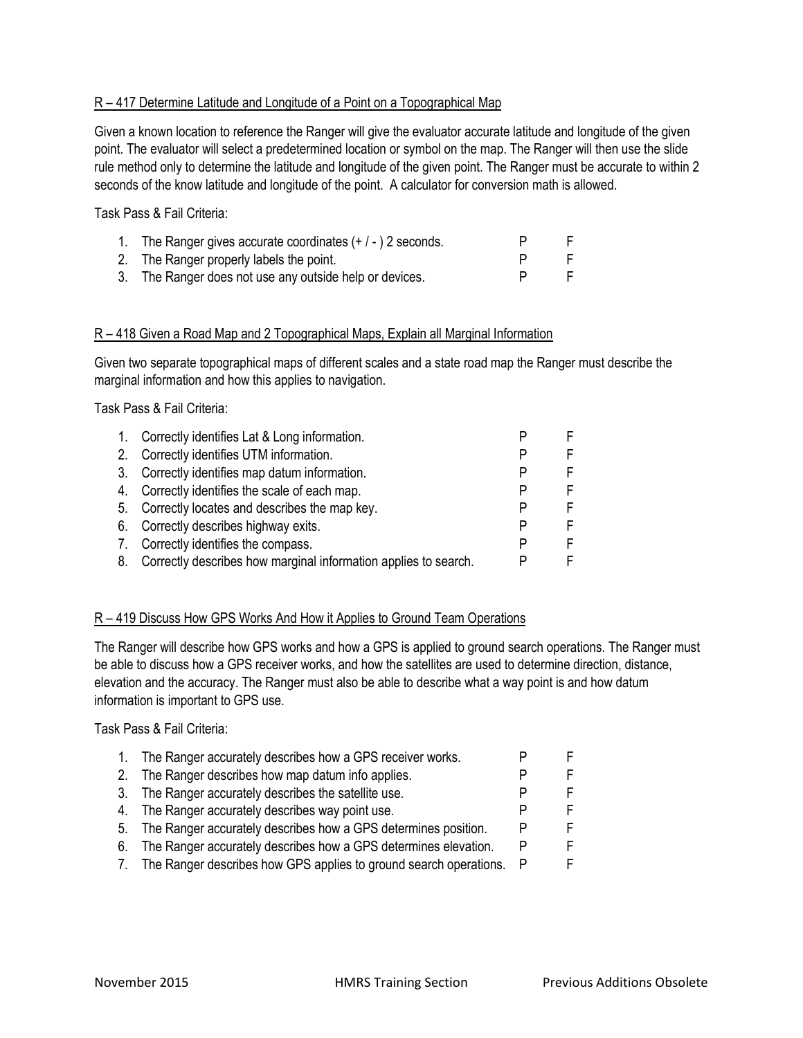## R – 417 Determine Latitude and Longitude of a Point on a Topographical Map

Given a known location to reference the Ranger will give the evaluator accurate latitude and longitude of the given point. The evaluator will select a predetermined location or symbol on the map. The Ranger will then use the slide rule method only to determine the latitude and longitude of the given point. The Ranger must be accurate to within 2 seconds of the know latitude and longitude of the point. A calculator for conversion math is allowed.

Task Pass & Fail Criteria:

| | | | |
|---|---|---|---|
| 1. | The Ranger gives accurate coordinates (+ / - ) 2 seconds. | P | F |
| 2. | The Ranger properly labels the point. | P | F |
| 3. | The Ranger does not use any outside help or devices. | P | F |

## R – 418 Given a Road Map and 2 Topographical Maps, Explain all Marginal Information

Given two separate topographical maps of different scales and a state road map the Ranger must describe the marginal information and how this applies to navigation.

Task Pass & Fail Criteria:

| | | | |
|---|---|---|---|
| 1. | Correctly identifies Lat & Long information. | P | F |
| 2. | Correctly identifies UTM information. | P | F |
| 3. | Correctly identifies map datum information. | P | F |
| 4. | Correctly identifies the scale of each map. | P | F |
| 5. | Correctly locates and describes the map key. | P | F |
| 6. | Correctly describes highway exits. | P | F |
| 7. | Correctly identifies the compass. | P | F |
| 8. | Correctly describes how marginal information applies to search. | P | F |

## R – 419 Discuss How GPS Works And How it Applies to Ground Team Operations

The Ranger will describe how GPS works and how a GPS is applied to ground search operations. The Ranger must be able to discuss how a GPS receiver works, and how the satellites are used to determine direction, distance, elevation and the accuracy. The Ranger must also be able to describe what a way point is and how datum information is important to GPS use.

Task Pass & Fail Criteria:

| | | | |
|---|---|---|---|
| 1. | The Ranger accurately describes how a GPS receiver works. | P | F |
| 2. | The Ranger describes how map datum info applies. | P | F |
| 3. | The Ranger accurately describes the satellite use. | P | F |
| 4. | The Ranger accurately describes way point use. | P | F |
| 5. | The Ranger accurately describes how a GPS determines position. | P | F |
| 6. | The Ranger accurately describes how a GPS determines elevation. | P | F |
| 7. | The Ranger describes how GPS applies to ground search operations. | P | F |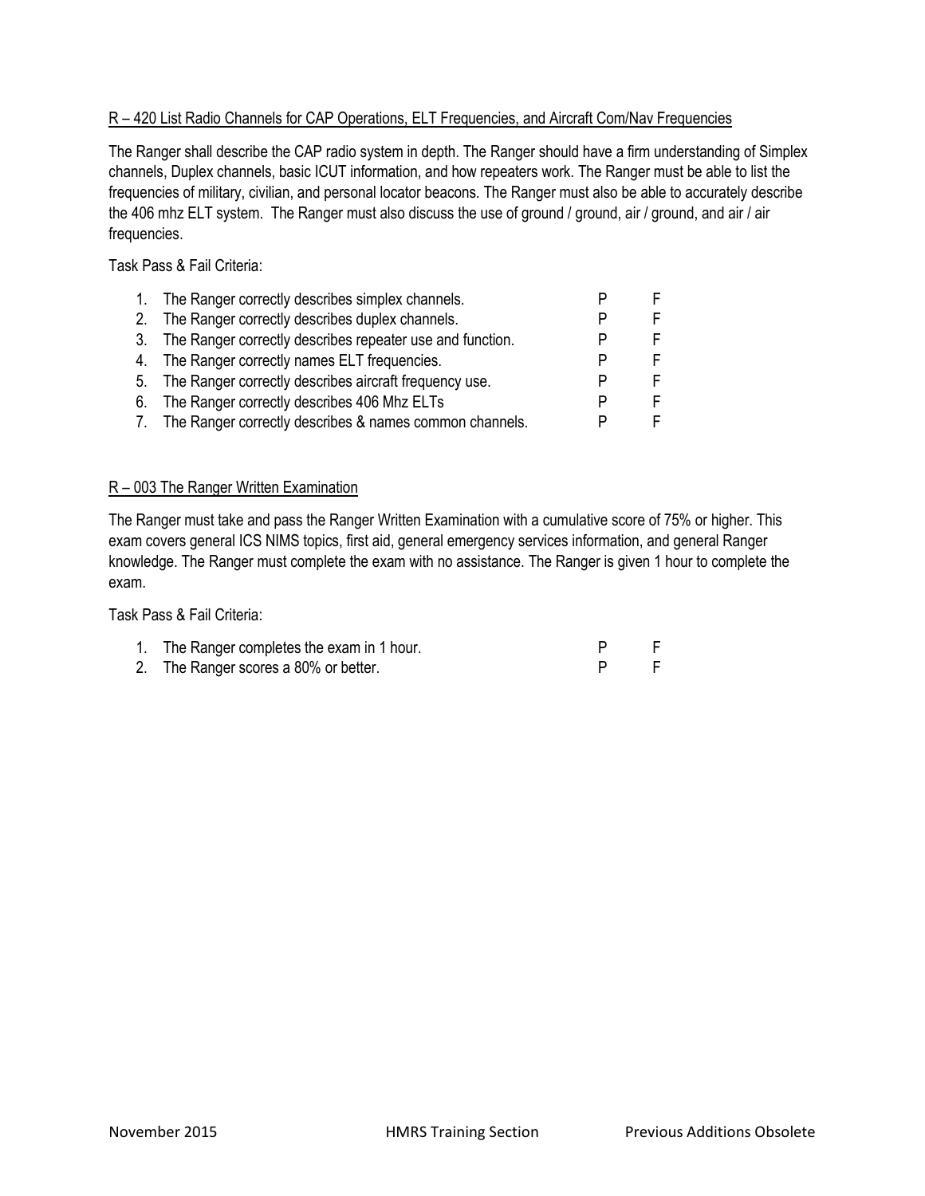R – 420 List Radio Channels for CAP Operations, ELT Frequencies, and Aircraft Com/Nav Frequencies

The Ranger shall describe the CAP radio system in depth. The Ranger should have a firm understanding of Simplex channels, Duplex channels, basic ICUT information, and how repeaters work. The Ranger must be able to list the frequencies of military, civilian, and personal locator beacons. The Ranger must also be able to accurately describe the 406 mhz ELT system. The Ranger must also discuss the use of ground / ground, air / ground, and air / air frequencies.

Task Pass & Fail Criteria:

| | | | |
|---|---|---|---|
| 1. | The Ranger correctly describes simplex channels. | P | F |
| 2. | The Ranger correctly describes duplex channels. | P | F |
| 3. | The Ranger correctly describes repeater use and function. | P | F |
| 4. | The Ranger correctly names ELT frequencies. | P | F |
| 5. | The Ranger correctly describes aircraft frequency use. | P | F |
| 6. | The Ranger correctly describes 406 Mhz ELTs | P | F |
| 7. | The Ranger correctly describes & names common channels. | P | F |

R – 003 The Ranger Written Examination

The Ranger must take and pass the Ranger Written Examination with a cumulative score of 75% or higher. This exam covers general ICS NIMS topics, first aid, general emergency services information, and general Ranger knowledge. The Ranger must complete the exam with no assistance. The Ranger is given 1 hour to complete the exam.

Task Pass & Fail Criteria:

| | | | |
|---|---|---|---|
| 1. | The Ranger completes the exam in 1 hour. | P | F |
| 2. | The Ranger scores a 80% or better. | P | F |